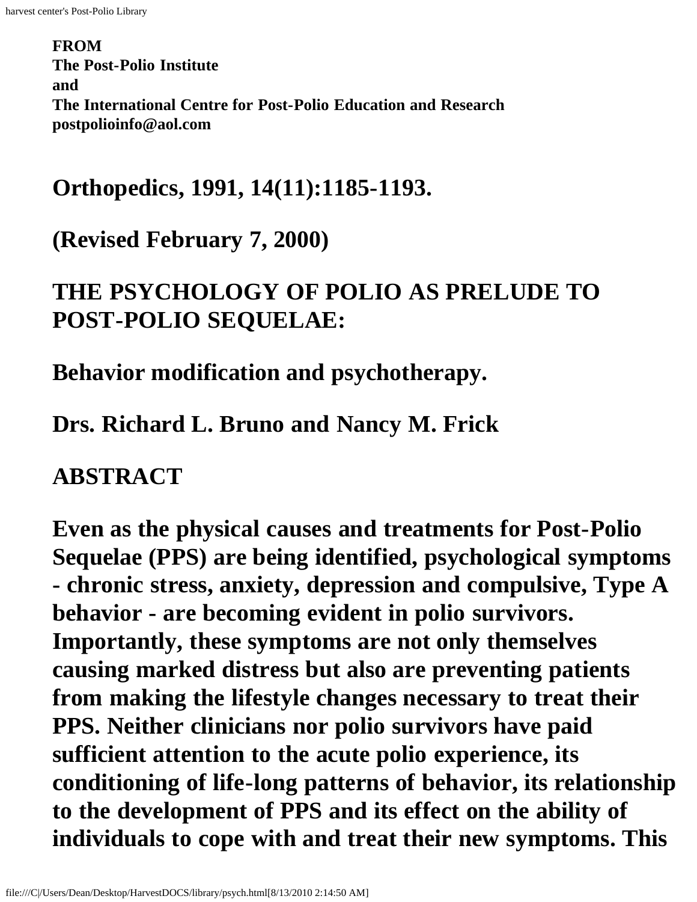**FROM**
**The Post-Polio Institute**
**and**
**The International Centre for Post-Polio Education and Research**
**postpolioinfo@aol.com**

**Orthopedics, 1991, 14(11):1185-1193.**

**(Revised February 7, 2000)**

# THE PSYCHOLOGY OF POLIO AS PRELUDE TO POST-POLIO SEQUELAE:

## Behavior modification and psychotherapy.

**Drs. Richard L. Bruno and Nancy M. Frick**

## ABSTRACT

**Even as the physical causes and treatments for Post-Polio Sequelae (PPS) are being identified, psychological symptoms - chronic stress, anxiety, depression and compulsive, Type A behavior - are becoming evident in polio survivors. Importantly, these symptoms are not only themselves causing marked distress but also are preventing patients from making the lifestyle changes necessary to treat their PPS. Neither clinicians nor polio survivors have paid sufficient attention to the acute polio experience, its conditioning of life-long patterns of behavior, its relationship to the development of PPS and its effect on the ability of individuals to cope with and treat their new symptoms. This**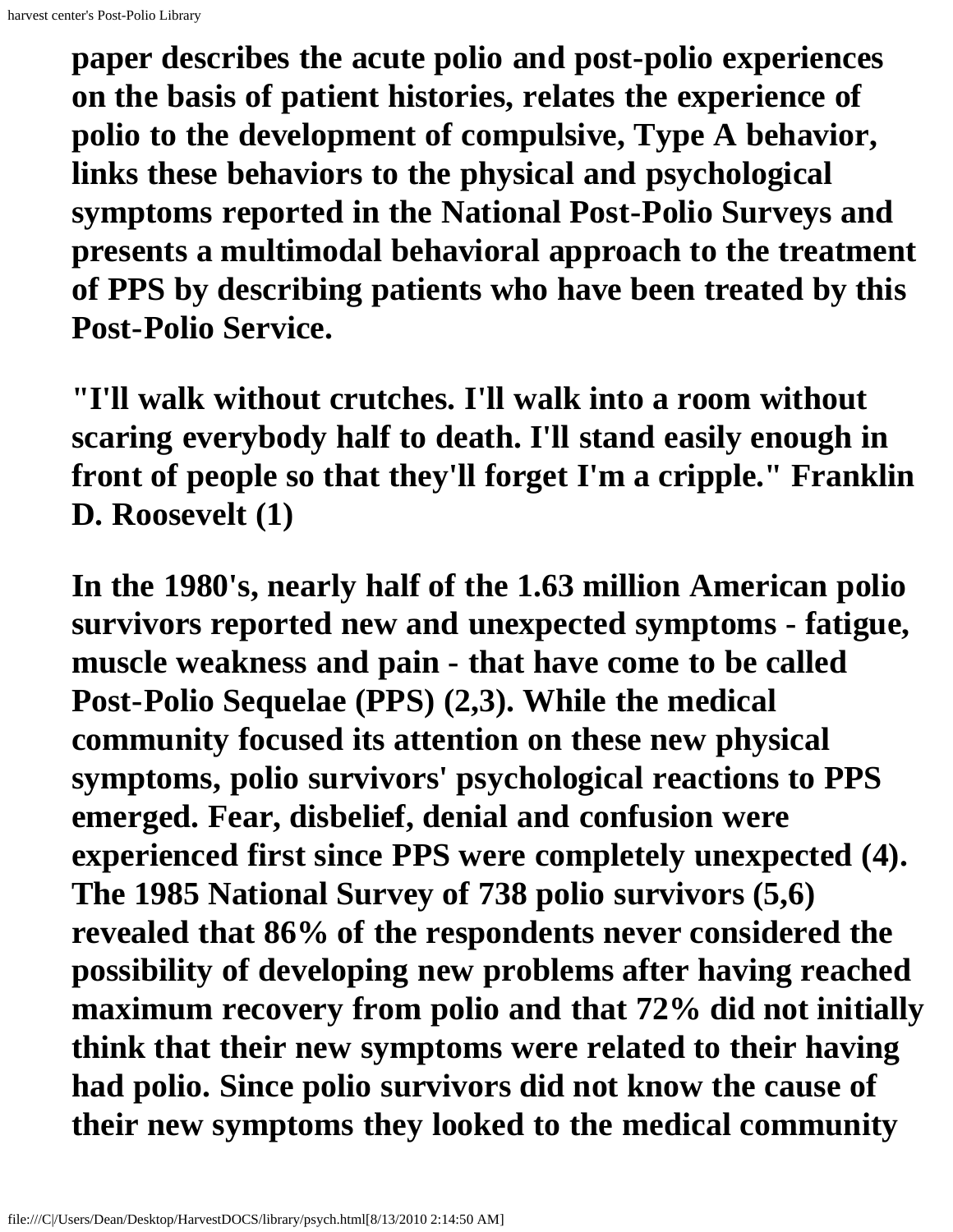paper describes the acute polio and post-polio experiences on the basis of patient histories, relates the experience of polio to the development of compulsive, Type A behavior, links these behaviors to the physical and psychological symptoms reported in the National Post-Polio Surveys and presents a multimodal behavioral approach to the treatment of PPS by describing patients who have been treated by this Post-Polio Service.

"I'll walk without crutches. I'll walk into a room without scaring everybody half to death. I'll stand easily enough in front of people so that they'll forget I'm a cripple." Franklin D. Roosevelt (1)

In the 1980's, nearly half of the 1.63 million American polio survivors reported new and unexpected symptoms - fatigue, muscle weakness and pain - that have come to be called Post-Polio Sequelae (PPS) (2,3). While the medical community focused its attention on these new physical symptoms, polio survivors' psychological reactions to PPS emerged. Fear, disbelief, denial and confusion were experienced first since PPS were completely unexpected (4). The 1985 National Survey of 738 polio survivors (5,6) revealed that 86% of the respondents never considered the possibility of developing new problems after having reached maximum recovery from polio and that 72% did not initially think that their new symptoms were related to their having had polio. Since polio survivors did not know the cause of their new symptoms they looked to the medical community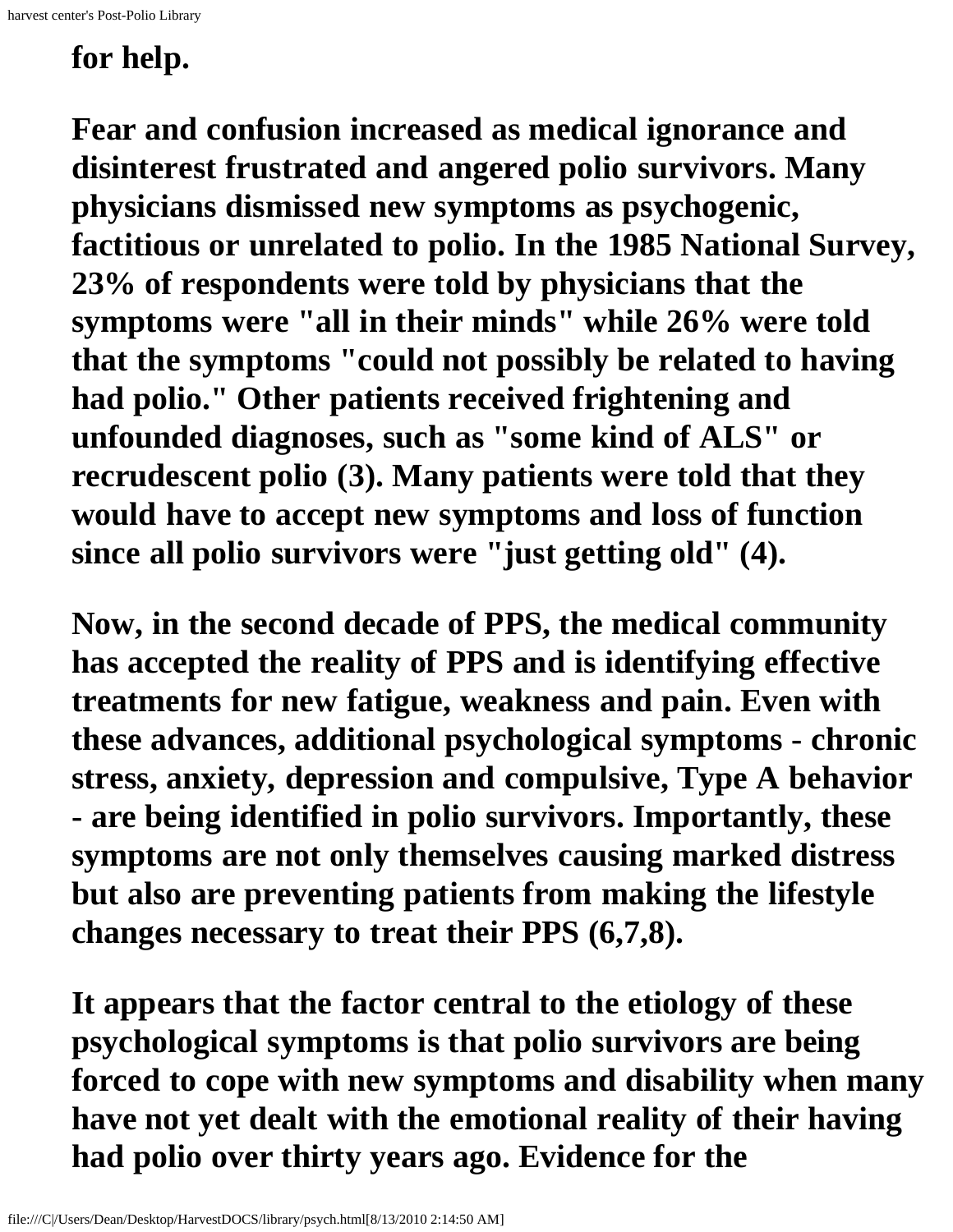for help.

Fear and confusion increased as medical ignorance and disinterest frustrated and angered polio survivors. Many physicians dismissed new symptoms as psychogenic, factitious or unrelated to polio. In the 1985 National Survey, 23% of respondents were told by physicians that the symptoms were "all in their minds" while 26% were told that the symptoms "could not possibly be related to having had polio." Other patients received frightening and unfounded diagnoses, such as "some kind of ALS" or recrudescent polio (3). Many patients were told that they would have to accept new symptoms and loss of function since all polio survivors were "just getting old" (4).

Now, in the second decade of PPS, the medical community has accepted the reality of PPS and is identifying effective treatments for new fatigue, weakness and pain. Even with these advances, additional psychological symptoms - chronic stress, anxiety, depression and compulsive, Type A behavior - are being identified in polio survivors. Importantly, these symptoms are not only themselves causing marked distress but also are preventing patients from making the lifestyle changes necessary to treat their PPS (6,7,8).

It appears that the factor central to the etiology of these psychological symptoms is that polio survivors are being forced to cope with new symptoms and disability when many have not yet dealt with the emotional reality of their having had polio over thirty years ago. Evidence for the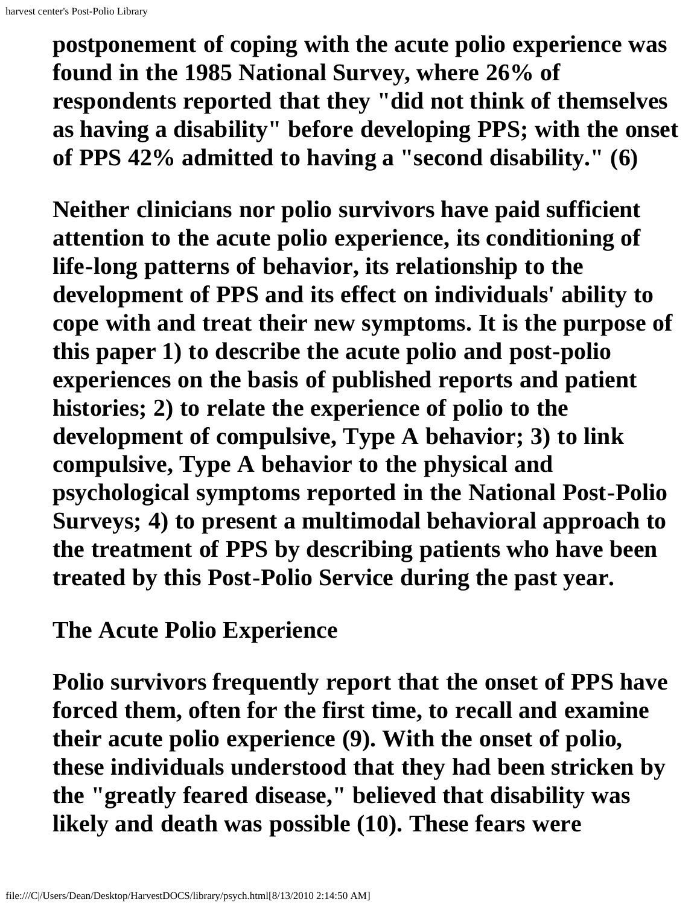postponement of coping with the acute polio experience was found in the 1985 National Survey, where 26% of respondents reported that they "did not think of themselves as having a disability" before developing PPS; with the onset of PPS 42% admitted to having a "second disability." (6)

Neither clinicians nor polio survivors have paid sufficient attention to the acute polio experience, its conditioning of life-long patterns of behavior, its relationship to the development of PPS and its effect on individuals' ability to cope with and treat their new symptoms. It is the purpose of this paper 1) to describe the acute polio and post-polio experiences on the basis of published reports and patient histories; 2) to relate the experience of polio to the development of compulsive, Type A behavior; 3) to link compulsive, Type A behavior to the physical and psychological symptoms reported in the National Post-Polio Surveys; 4) to present a multimodal behavioral approach to the treatment of PPS by describing patients who have been treated by this Post-Polio Service during the past year.

## The Acute Polio Experience

Polio survivors frequently report that the onset of PPS have forced them, often for the first time, to recall and examine their acute polio experience (9). With the onset of polio, these individuals understood that they had been stricken by the "greatly feared disease," believed that disability was likely and death was possible (10). These fears were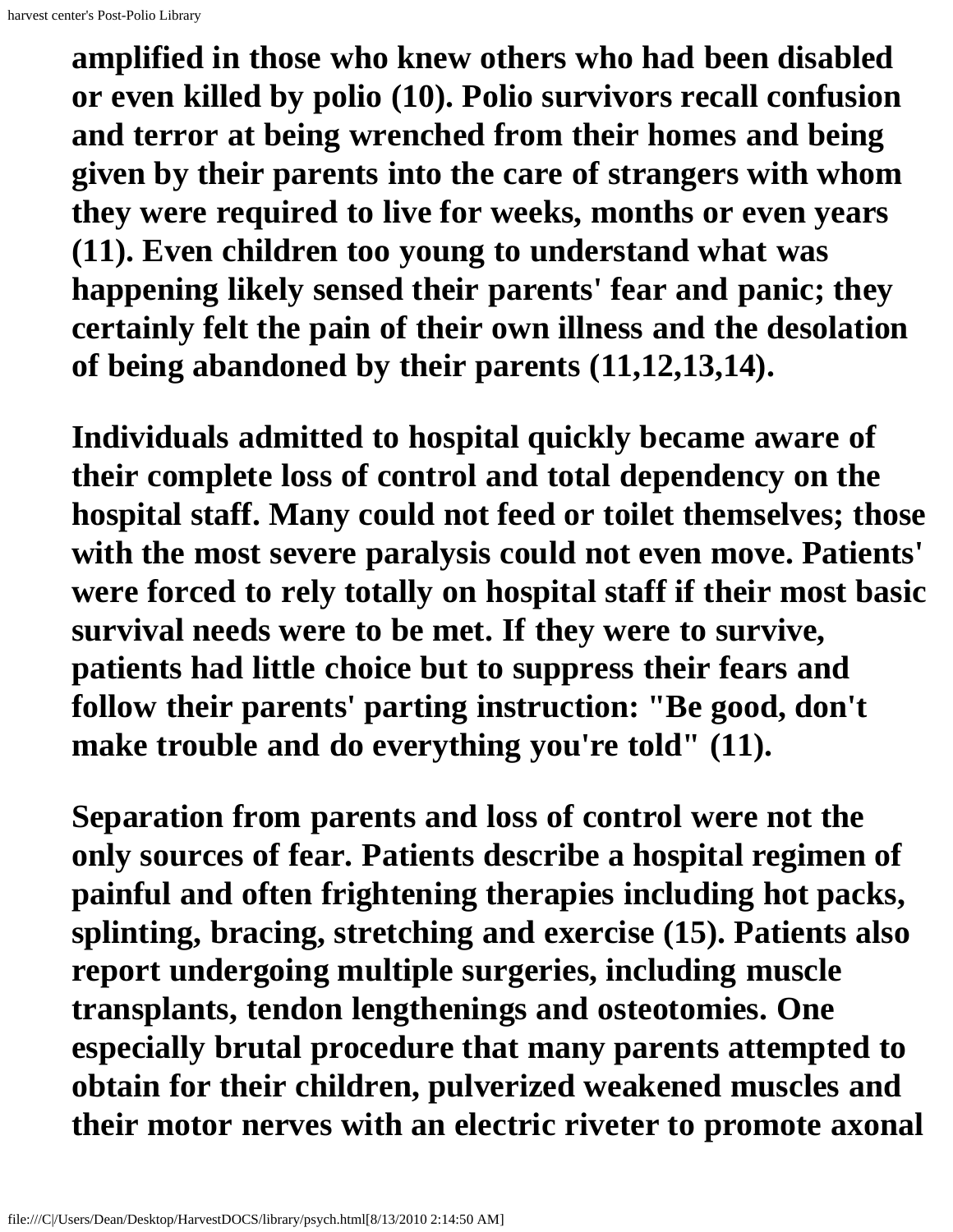amplified in those who knew others who had been disabled or even killed by polio (10). Polio survivors recall confusion and terror at being wrenched from their homes and being given by their parents into the care of strangers with whom they were required to live for weeks, months or even years (11). Even children too young to understand what was happening likely sensed their parents' fear and panic; they certainly felt the pain of their own illness and the desolation of being abandoned by their parents (11,12,13,14).

Individuals admitted to hospital quickly became aware of their complete loss of control and total dependency on the hospital staff. Many could not feed or toilet themselves; those with the most severe paralysis could not even move. Patients' were forced to rely totally on hospital staff if their most basic survival needs were to be met. If they were to survive, patients had little choice but to suppress their fears and follow their parents' parting instruction: "Be good, don't make trouble and do everything you're told" (11).

Separation from parents and loss of control were not the only sources of fear. Patients describe a hospital regimen of painful and often frightening therapies including hot packs, splinting, bracing, stretching and exercise (15). Patients also report undergoing multiple surgeries, including muscle transplants, tendon lengthenings and osteotomies. One especially brutal procedure that many parents attempted to obtain for their children, pulverized weakened muscles and their motor nerves with an electric riveter to promote axonal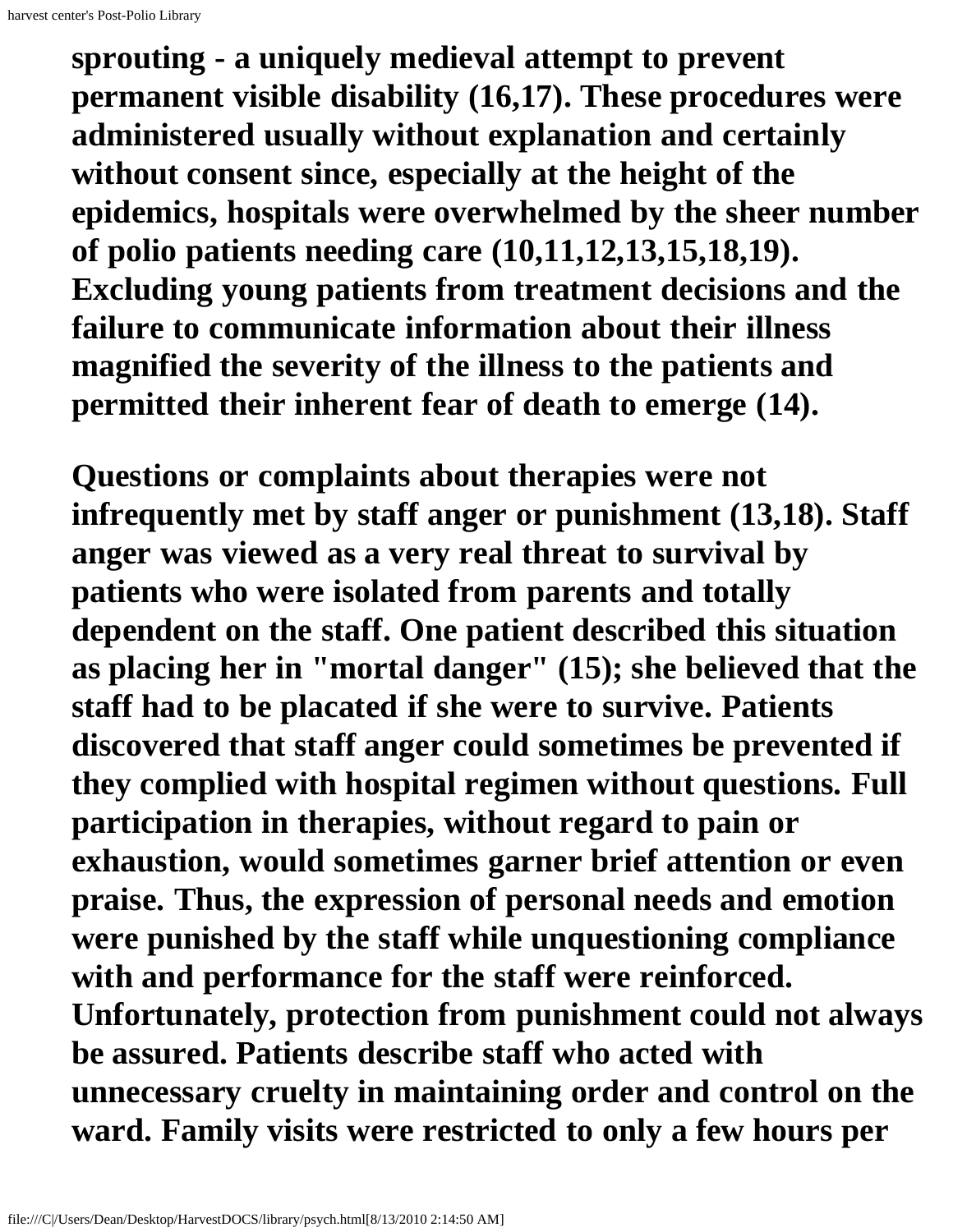sprouting - a uniquely medieval attempt to prevent permanent visible disability (16,17). These procedures were administered usually without explanation and certainly without consent since, especially at the height of the epidemics, hospitals were overwhelmed by the sheer number of polio patients needing care (10,11,12,13,15,18,19). Excluding young patients from treatment decisions and the failure to communicate information about their illness magnified the severity of the illness to the patients and permitted their inherent fear of death to emerge (14).

Questions or complaints about therapies were not infrequently met by staff anger or punishment (13,18). Staff anger was viewed as a very real threat to survival by patients who were isolated from parents and totally dependent on the staff. One patient described this situation as placing her in "mortal danger" (15); she believed that the staff had to be placated if she were to survive. Patients discovered that staff anger could sometimes be prevented if they complied with hospital regimen without questions. Full participation in therapies, without regard to pain or exhaustion, would sometimes garner brief attention or even praise. Thus, the expression of personal needs and emotion were punished by the staff while unquestioning compliance with and performance for the staff were reinforced. Unfortunately, protection from punishment could not always be assured. Patients describe staff who acted with unnecessary cruelty in maintaining order and control on the ward. Family visits were restricted to only a few hours per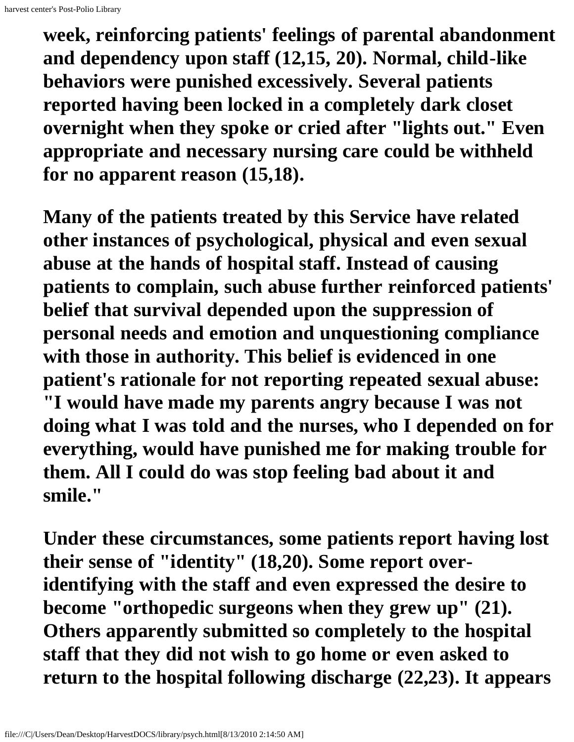week, reinforcing patients' feelings of parental abandonment and dependency upon staff (12,15, 20). Normal, child-like behaviors were punished excessively. Several patients reported having been locked in a completely dark closet overnight when they spoke or cried after "lights out." Even appropriate and necessary nursing care could be withheld for no apparent reason (15,18).

Many of the patients treated by this Service have related other instances of psychological, physical and even sexual abuse at the hands of hospital staff. Instead of causing patients to complain, such abuse further reinforced patients' belief that survival depended upon the suppression of personal needs and emotion and unquestioning compliance with those in authority. This belief is evidenced in one patient's rationale for not reporting repeated sexual abuse: "I would have made my parents angry because I was not doing what I was told and the nurses, who I depended on for everything, would have punished me for making trouble for them. All I could do was stop feeling bad about it and smile."

Under these circumstances, some patients report having lost their sense of "identity" (18,20). Some report over-identifying with the staff and even expressed the desire to become "orthopedic surgeons when they grew up" (21). Others apparently submitted so completely to the hospital staff that they did not wish to go home or even asked to return to the hospital following discharge (22,23). It appears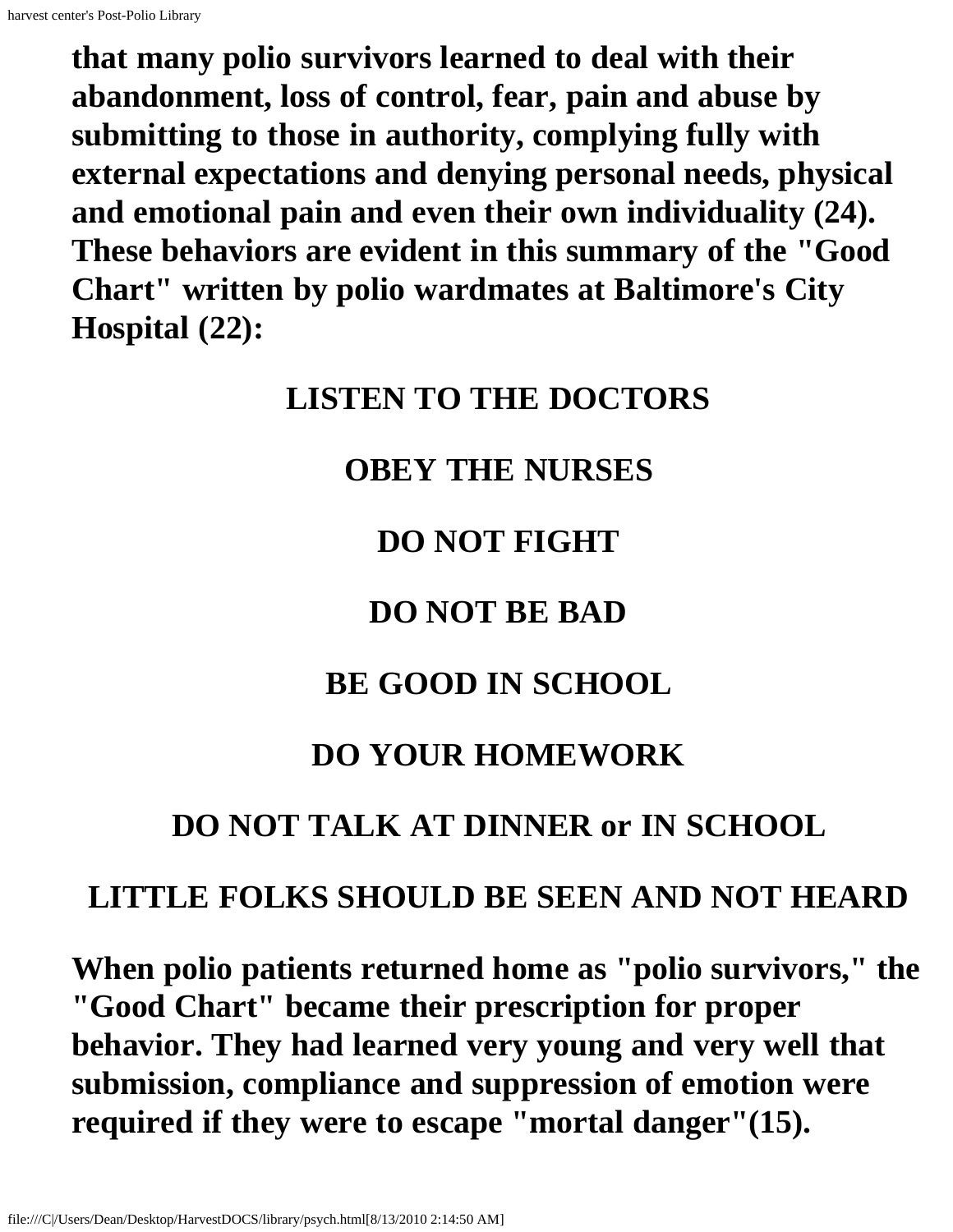**that many polio survivors learned to deal with their abandonment, loss of control, fear, pain and abuse by submitting to those in authority, complying fully with external expectations and denying personal needs, physical and emotional pain and even their own individuality (24). These behaviors are evident in this summary of the "Good Chart" written by polio wardmates at Baltimore's City Hospital (22):**

**LISTEN TO THE DOCTORS**

**OBEY THE NURSES**

**DO NOT FIGHT**

**DO NOT BE BAD**

**BE GOOD IN SCHOOL**

**DO YOUR HOMEWORK**

**DO NOT TALK AT DINNER or IN SCHOOL**

**LITTLE FOLKS SHOULD BE SEEN AND NOT HEARD**

**When polio patients returned home as "polio survivors," the "Good Chart" became their prescription for proper behavior. They had learned very young and very well that submission, compliance and suppression of emotion were required if they were to escape "mortal danger"(15).**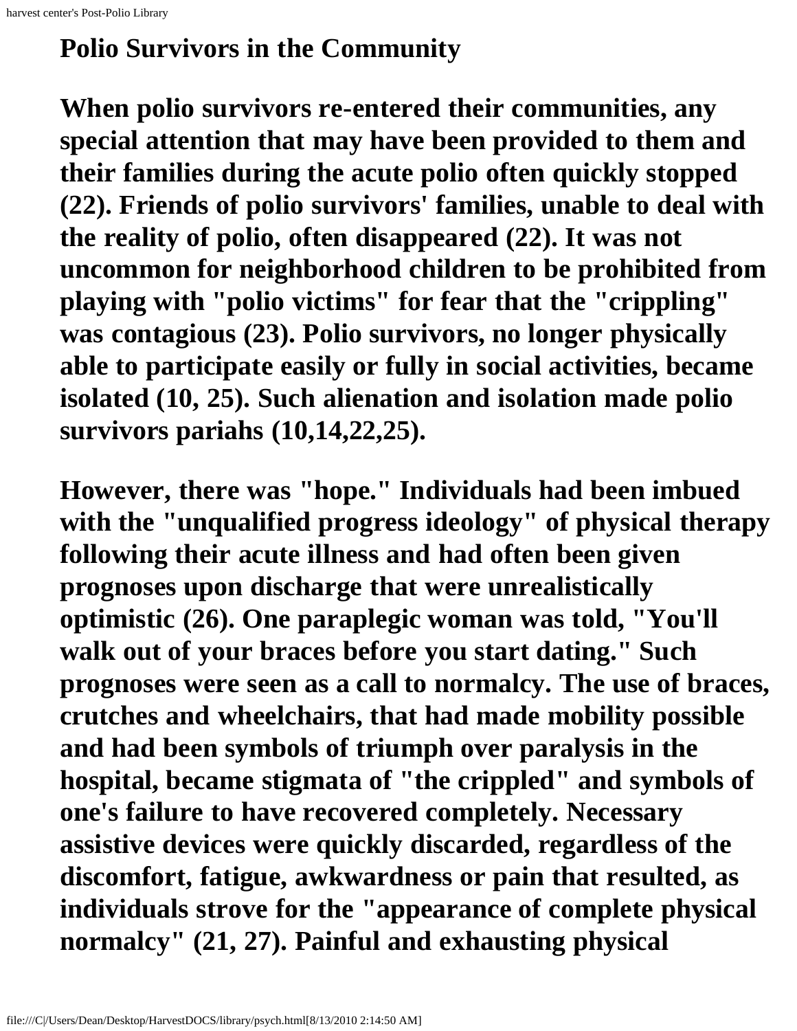## Polio Survivors in the Community

When polio survivors re-entered their communities, any special attention that may have been provided to them and their families during the acute polio often quickly stopped (22). Friends of polio survivors' families, unable to deal with the reality of polio, often disappeared (22). It was not uncommon for neighborhood children to be prohibited from playing with "polio victims" for fear that the "crippling" was contagious (23). Polio survivors, no longer physically able to participate easily or fully in social activities, became isolated (10, 25). Such alienation and isolation made polio survivors pariahs (10,14,22,25).

However, there was "hope." Individuals had been imbued with the "unqualified progress ideology" of physical therapy following their acute illness and had often been given prognoses upon discharge that were unrealistically optimistic (26). One paraplegic woman was told, "You'll walk out of your braces before you start dating." Such prognoses were seen as a call to normalcy. The use of braces, crutches and wheelchairs, that had made mobility possible and had been symbols of triumph over paralysis in the hospital, became stigmata of "the crippled" and symbols of one's failure to have recovered completely. Necessary assistive devices were quickly discarded, regardless of the discomfort, fatigue, awkwardness or pain that resulted, as individuals strove for the "appearance of complete physical normalcy" (21, 27). Painful and exhausting physical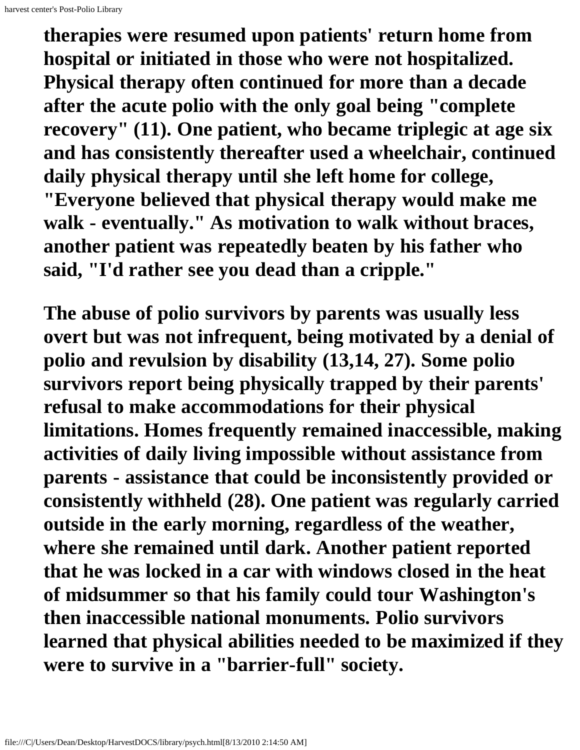therapies were resumed upon patients' return home from hospital or initiated in those who were not hospitalized. Physical therapy often continued for more than a decade after the acute polio with the only goal being "complete recovery" (11). One patient, who became triplegic at age six and has consistently thereafter used a wheelchair, continued daily physical therapy until she left home for college, "Everyone believed that physical therapy would make me walk - eventually." As motivation to walk without braces, another patient was repeatedly beaten by his father who said, "I'd rather see you dead than a cripple."

The abuse of polio survivors by parents was usually less overt but was not infrequent, being motivated by a denial of polio and revulsion by disability (13,14, 27). Some polio survivors report being physically trapped by their parents' refusal to make accommodations for their physical limitations. Homes frequently remained inaccessible, making activities of daily living impossible without assistance from parents - assistance that could be inconsistently provided or consistently withheld (28). One patient was regularly carried outside in the early morning, regardless of the weather, where she remained until dark. Another patient reported that he was locked in a car with windows closed in the heat of midsummer so that his family could tour Washington's then inaccessible national monuments. Polio survivors learned that physical abilities needed to be maximized if they were to survive in a "barrier-full" society.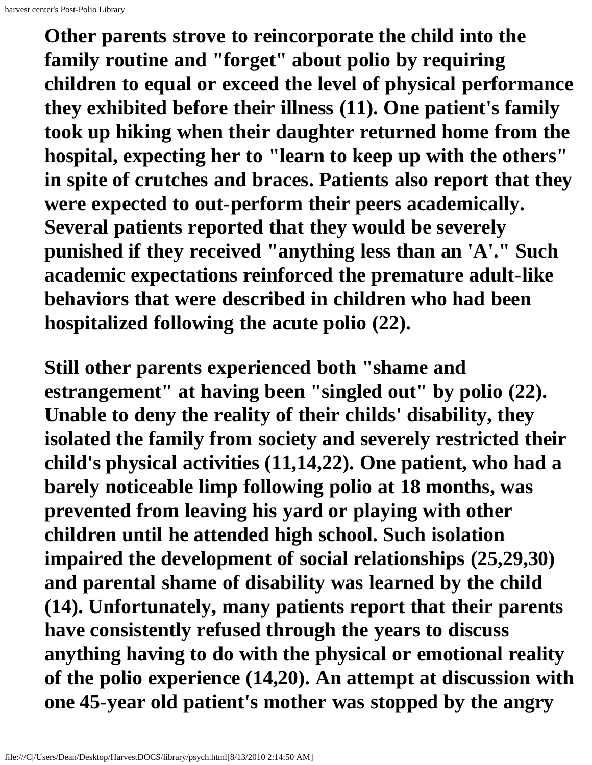**Other parents strove to reincorporate the child into the family routine and "forget" about polio by requiring children to equal or exceed the level of physical performance they exhibited before their illness (11). One patient's family took up hiking when their daughter returned home from the hospital, expecting her to "learn to keep up with the others" in spite of crutches and braces. Patients also report that they were expected to out-perform their peers academically. Several patients reported that they would be severely punished if they received "anything less than an 'A'." Such academic expectations reinforced the premature adult-like behaviors that were described in children who had been hospitalized following the acute polio (22).**

**Still other parents experienced both "shame and estrangement" at having been "singled out" by polio (22). Unable to deny the reality of their childs' disability, they isolated the family from society and severely restricted their child's physical activities (11,14,22). One patient, who had a barely noticeable limp following polio at 18 months, was prevented from leaving his yard or playing with other children until he attended high school. Such isolation impaired the development of social relationships (25,29,30) and parental shame of disability was learned by the child (14). Unfortunately, many patients report that their parents have consistently refused through the years to discuss anything having to do with the physical or emotional reality of the polio experience (14,20). An attempt at discussion with one 45-year old patient's mother was stopped by the angry**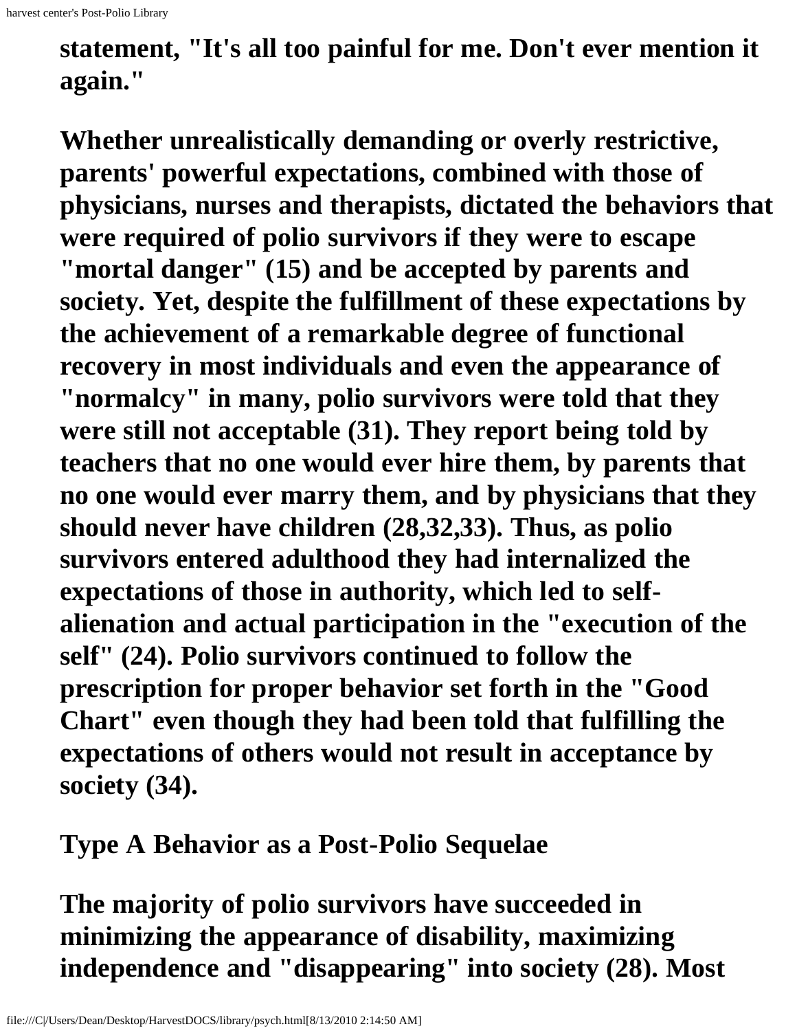statement, "It's all too painful for me. Don't ever mention it again."

Whether unrealistically demanding or overly restrictive, parents' powerful expectations, combined with those of physicians, nurses and therapists, dictated the behaviors that were required of polio survivors if they were to escape "mortal danger" (15) and be accepted by parents and society. Yet, despite the fulfillment of these expectations by the achievement of a remarkable degree of functional recovery in most individuals and even the appearance of "normalcy" in many, polio survivors were told that they were still not acceptable (31). They report being told by teachers that no one would ever hire them, by parents that no one would ever marry them, and by physicians that they should never have children (28,32,33). Thus, as polio survivors entered adulthood they had internalized the expectations of those in authority, which led to self-alienation and actual participation in the "execution of the self" (24). Polio survivors continued to follow the prescription for proper behavior set forth in the "Good Chart" even though they had been told that fulfilling the expectations of others would not result in acceptance by society (34).

## Type A Behavior as a Post-Polio Sequelae

The majority of polio survivors have succeeded in minimizing the appearance of disability, maximizing independence and "disappearing" into society (28). Most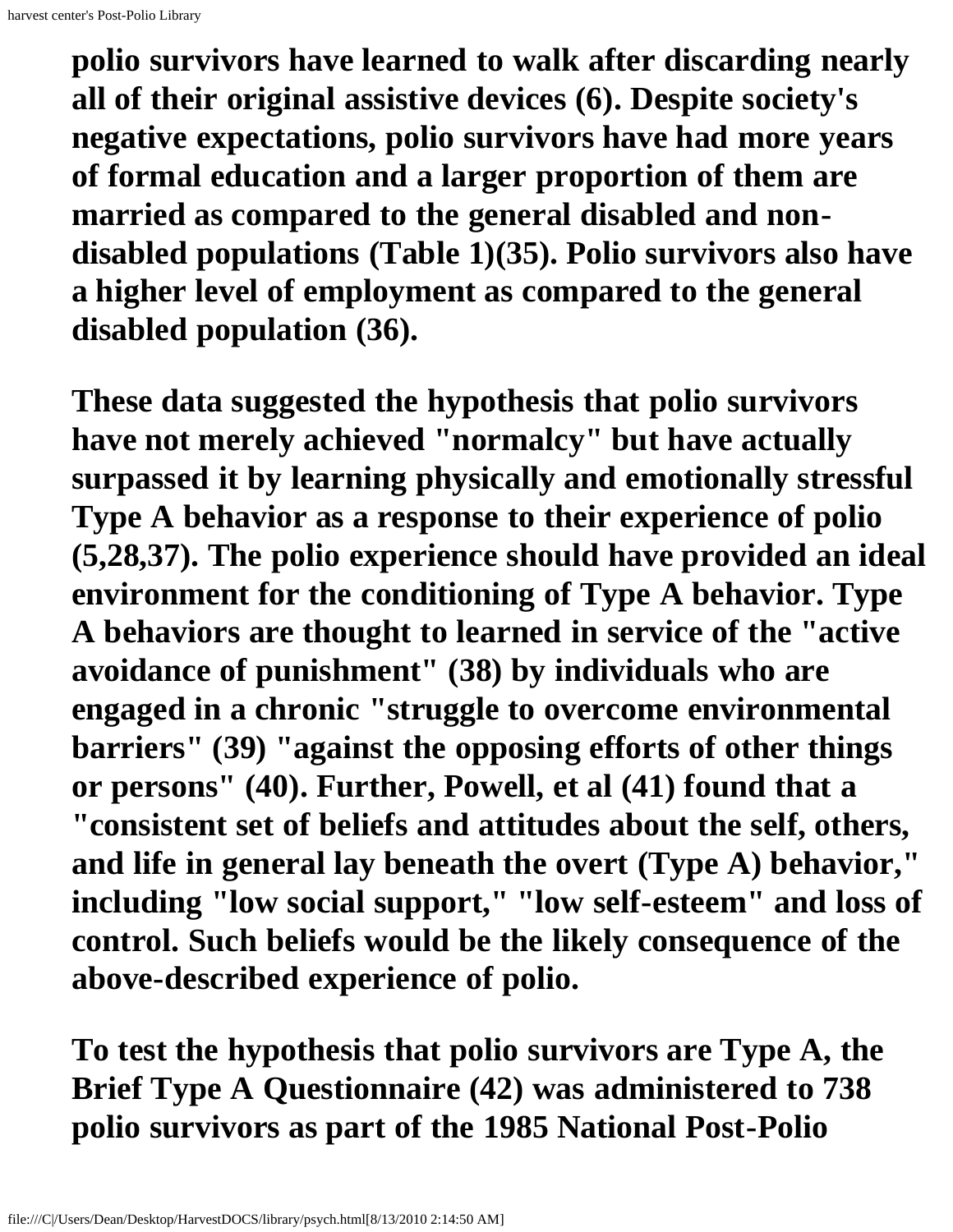**polio survivors have learned to walk after discarding nearly all of their original assistive devices (6). Despite society's negative expectations, polio survivors have had more years of formal education and a larger proportion of them are married as compared to the general disabled and non-disabled populations (Table 1)(35). Polio survivors also have a higher level of employment as compared to the general disabled population (36).**

**These data suggested the hypothesis that polio survivors have not merely achieved "normalcy" but have actually surpassed it by learning physically and emotionally stressful Type A behavior as a response to their experience of polio (5,28,37). The polio experience should have provided an ideal environment for the conditioning of Type A behavior. Type A behaviors are thought to learned in service of the "active avoidance of punishment" (38) by individuals who are engaged in a chronic "struggle to overcome environmental barriers" (39) "against the opposing efforts of other things or persons" (40). Further, Powell, et al (41) found that a "consistent set of beliefs and attitudes about the self, others, and life in general lay beneath the overt (Type A) behavior," including "low social support," "low self-esteem" and loss of control. Such beliefs would be the likely consequence of the above-described experience of polio.**

**To test the hypothesis that polio survivors are Type A, the Brief Type A Questionnaire (42) was administered to 738 polio survivors as part of the 1985 National Post-Polio**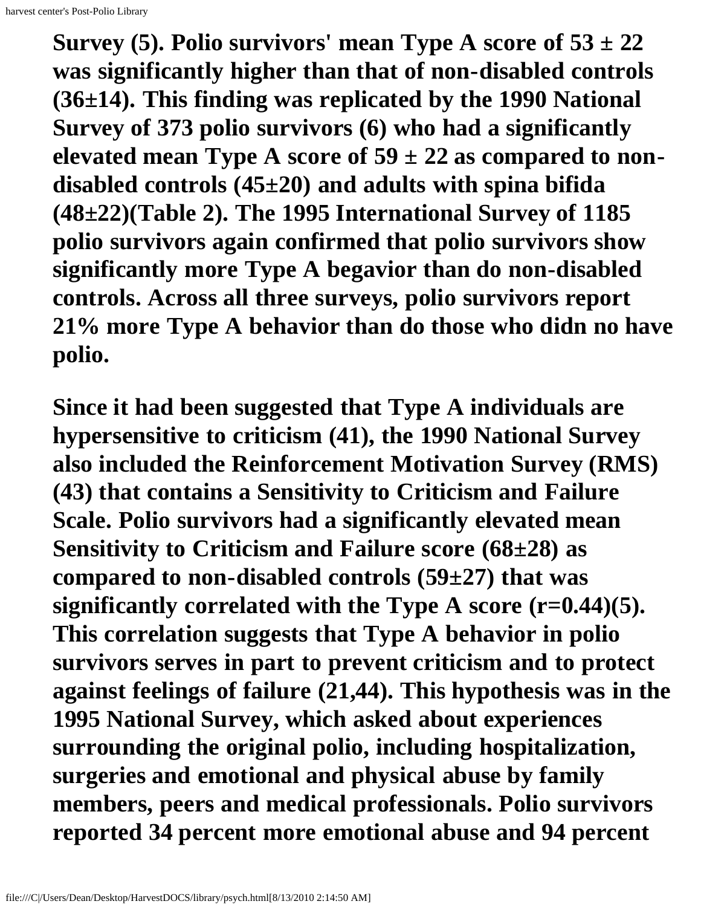**Survey (5). Polio survivors' mean Type A score of 53 ± 22 was significantly higher than that of non-disabled controls (36±14). This finding was replicated by the 1990 National Survey of 373 polio survivors (6) who had a significantly elevated mean Type A score of 59 ± 22 as compared to non-disabled controls (45±20) and adults with spina bifida (48±22)(Table 2). The 1995 International Survey of 1185 polio survivors again confirmed that polio survivors show significantly more Type A begavior than do non-disabled controls. Across all three surveys, polio survivors report 21% more Type A behavior than do those who didn no have polio.**

**Since it had been suggested that Type A individuals are hypersensitive to criticism (41), the 1990 National Survey also included the Reinforcement Motivation Survey (RMS) (43) that contains a Sensitivity to Criticism and Failure Scale. Polio survivors had a significantly elevated mean Sensitivity to Criticism and Failure score (68±28) as compared to non-disabled controls (59±27) that was significantly correlated with the Type A score (r=0.44)(5). This correlation suggests that Type A behavior in polio survivors serves in part to prevent criticism and to protect against feelings of failure (21,44). This hypothesis was in the 1995 National Survey, which asked about experiences surrounding the original polio, including hospitalization, surgeries and emotional and physical abuse by family members, peers and medical professionals. Polio survivors reported 34 percent more emotional abuse and 94 percent**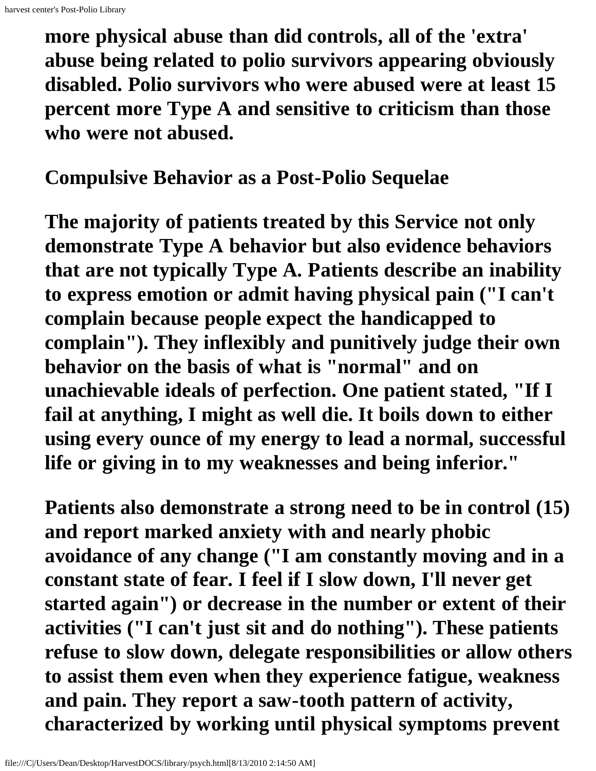more physical abuse than did controls, all of the 'extra' abuse being related to polio survivors appearing obviously disabled. Polio survivors who were abused were at least 15 percent more Type A and sensitive to criticism than those who were not abused.

## Compulsive Behavior as a Post-Polio Sequelae

The majority of patients treated by this Service not only demonstrate Type A behavior but also evidence behaviors that are not typically Type A. Patients describe an inability to express emotion or admit having physical pain ("I can't complain because people expect the handicapped to complain"). They inflexibly and punitively judge their own behavior on the basis of what is "normal" and on unachievable ideals of perfection. One patient stated, "If I fail at anything, I might as well die. It boils down to either using every ounce of my energy to lead a normal, successful life or giving in to my weaknesses and being inferior."

Patients also demonstrate a strong need to be in control (15) and report marked anxiety with and nearly phobic avoidance of any change ("I am constantly moving and in a constant state of fear. I feel if I slow down, I'll never get started again") or decrease in the number or extent of their activities ("I can't just sit and do nothing"). These patients refuse to slow down, delegate responsibilities or allow others to assist them even when they experience fatigue, weakness and pain. They report a saw-tooth pattern of activity, characterized by working until physical symptoms prevent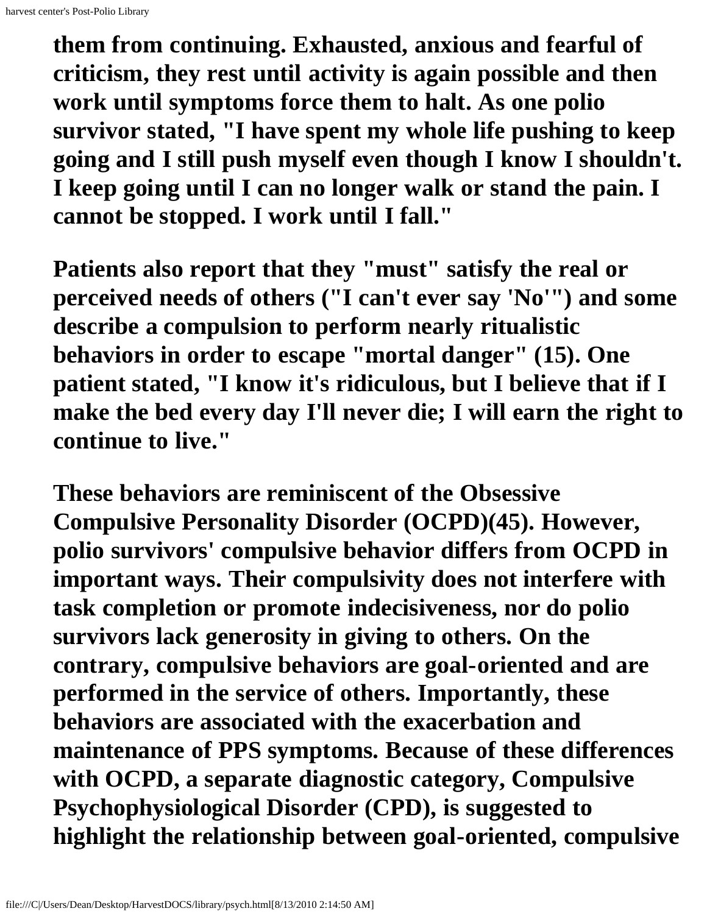them from continuing. Exhausted, anxious and fearful of criticism, they rest until activity is again possible and then work until symptoms force them to halt. As one polio survivor stated, "I have spent my whole life pushing to keep going and I still push myself even though I know I shouldn't. I keep going until I can no longer walk or stand the pain. I cannot be stopped. I work until I fall."

Patients also report that they "must" satisfy the real or perceived needs of others ("I can't ever say 'No'") and some describe a compulsion to perform nearly ritualistic behaviors in order to escape "mortal danger" (15). One patient stated, "I know it's ridiculous, but I believe that if I make the bed every day I'll never die; I will earn the right to continue to live."

These behaviors are reminiscent of the Obsessive Compulsive Personality Disorder (OCPD)(45). However, polio survivors' compulsive behavior differs from OCPD in important ways. Their compulsivity does not interfere with task completion or promote indecisiveness, nor do polio survivors lack generosity in giving to others. On the contrary, compulsive behaviors are goal-oriented and are performed in the service of others. Importantly, these behaviors are associated with the exacerbation and maintenance of PPS symptoms. Because of these differences with OCPD, a separate diagnostic category, Compulsive Psychophysiological Disorder (CPD), is suggested to highlight the relationship between goal-oriented, compulsive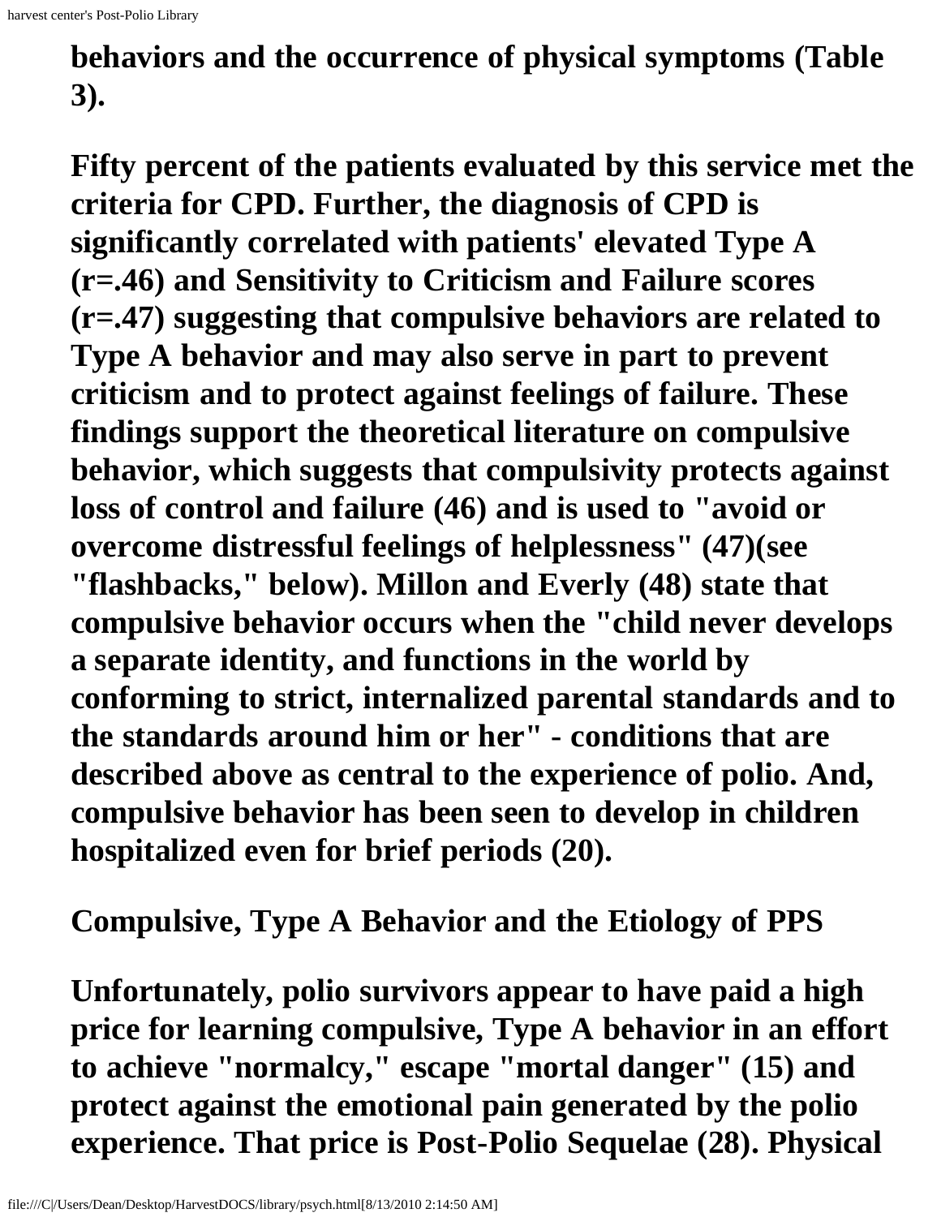behaviors and the occurrence of physical symptoms (Table 3).

Fifty percent of the patients evaluated by this service met the criteria for CPD. Further, the diagnosis of CPD is significantly correlated with patients' elevated Type A ($r=.46$) and Sensitivity to Criticism and Failure scores ($r=.47$) suggesting that compulsive behaviors are related to Type A behavior and may also serve in part to prevent criticism and to protect against feelings of failure. These findings support the theoretical literature on compulsive behavior, which suggests that compulsivity protects against loss of control and failure (46) and is used to "avoid or overcome distressful feelings of helplessness" (47)(see "flashbacks," below). Millon and Everly (48) state that compulsive behavior occurs when the "child never develops a separate identity, and functions in the world by conforming to strict, internalized parental standards and to the standards around him or her" - conditions that are described above as central to the experience of polio. And, compulsive behavior has been seen to develop in children hospitalized even for brief periods (20).

## Compulsive, Type A Behavior and the Etiology of PPS

Unfortunately, polio survivors appear to have paid a high price for learning compulsive, Type A behavior in an effort to achieve "normalcy," escape "mortal danger" (15) and protect against the emotional pain generated by the polio experience. That price is Post-Polio Sequelae (28). Physical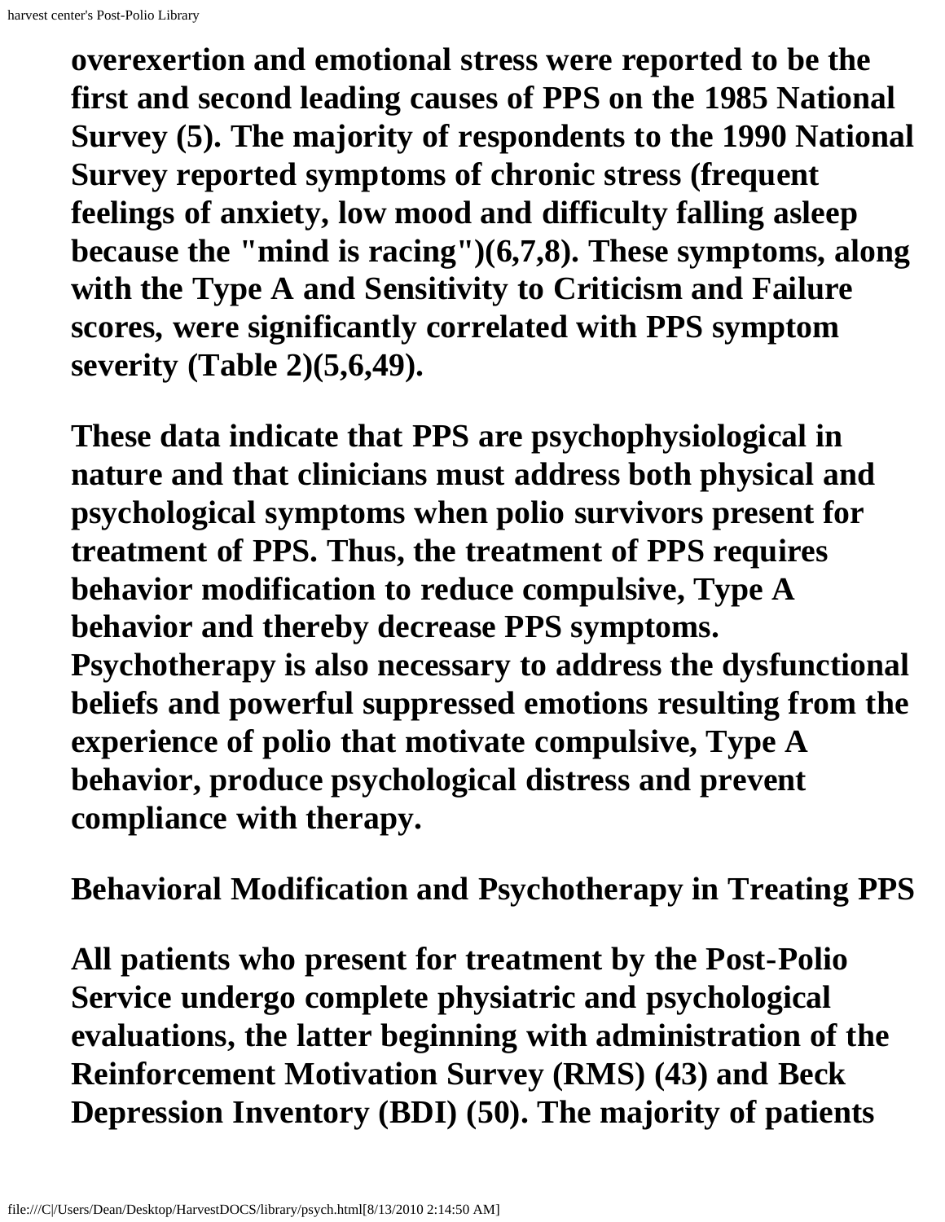overexertion and emotional stress were reported to be the first and second leading causes of PPS on the 1985 National Survey (5). The majority of respondents to the 1990 National Survey reported symptoms of chronic stress (frequent feelings of anxiety, low mood and difficulty falling asleep because the "mind is racing")(6,7,8). These symptoms, along with the Type A and Sensitivity to Criticism and Failure scores, were significantly correlated with PPS symptom severity (Table 2)(5,6,49).

These data indicate that PPS are psychophysiological in nature and that clinicians must address both physical and psychological symptoms when polio survivors present for treatment of PPS. Thus, the treatment of PPS requires behavior modification to reduce compulsive, Type A behavior and thereby decrease PPS symptoms. Psychotherapy is also necessary to address the dysfunctional beliefs and powerful suppressed emotions resulting from the experience of polio that motivate compulsive, Type A behavior, produce psychological distress and prevent compliance with therapy.

## Behavioral Modification and Psychotherapy in Treating PPS

All patients who present for treatment by the Post-Polio Service undergo complete physiatric and psychological evaluations, the latter beginning with administration of the Reinforcement Motivation Survey (RMS) (43) and Beck Depression Inventory (BDI) (50). The majority of patients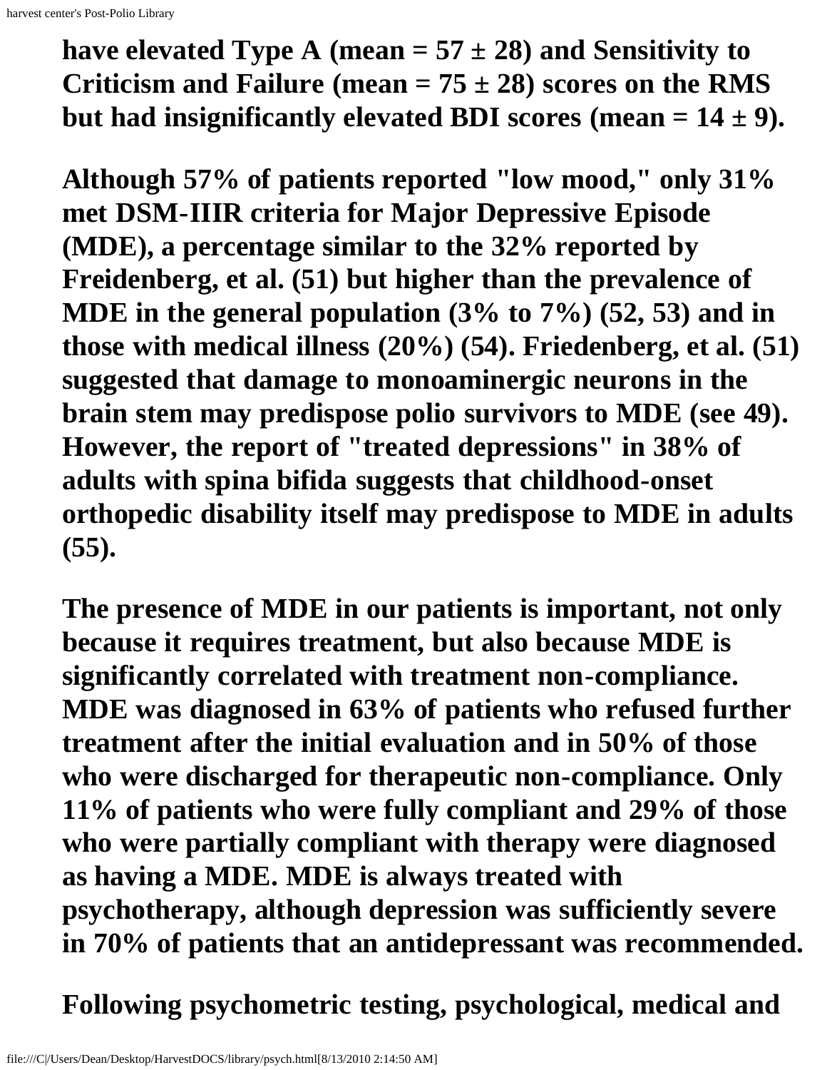**have elevated Type A (mean = 57 ± 28) and Sensitivity to Criticism and Failure (mean = 75 ± 28) scores on the RMS but had insignificantly elevated BDI scores (mean = 14 ± 9).**

**Although 57% of patients reported "low mood," only 31% met DSM-IIIR criteria for Major Depressive Episode (MDE), a percentage similar to the 32% reported by Freidenberg, et al. (51) but higher than the prevalence of MDE in the general population (3% to 7%) (52, 53) and in those with medical illness (20%) (54). Friedenberg, et al. (51) suggested that damage to monoaminergic neurons in the brain stem may predispose polio survivors to MDE (see 49). However, the report of "treated depressions" in 38% of adults with spina bifida suggests that childhood-onset orthopedic disability itself may predispose to MDE in adults (55).**

**The presence of MDE in our patients is important, not only because it requires treatment, but also because MDE is significantly correlated with treatment non-compliance. MDE was diagnosed in 63% of patients who refused further treatment after the initial evaluation and in 50% of those who were discharged for therapeutic non-compliance. Only 11% of patients who were fully compliant and 29% of those who were partially compliant with therapy were diagnosed as having a MDE. MDE is always treated with psychotherapy, although depression was sufficiently severe in 70% of patients that an antidepressant was recommended.**

**Following psychometric testing, psychological, medical and**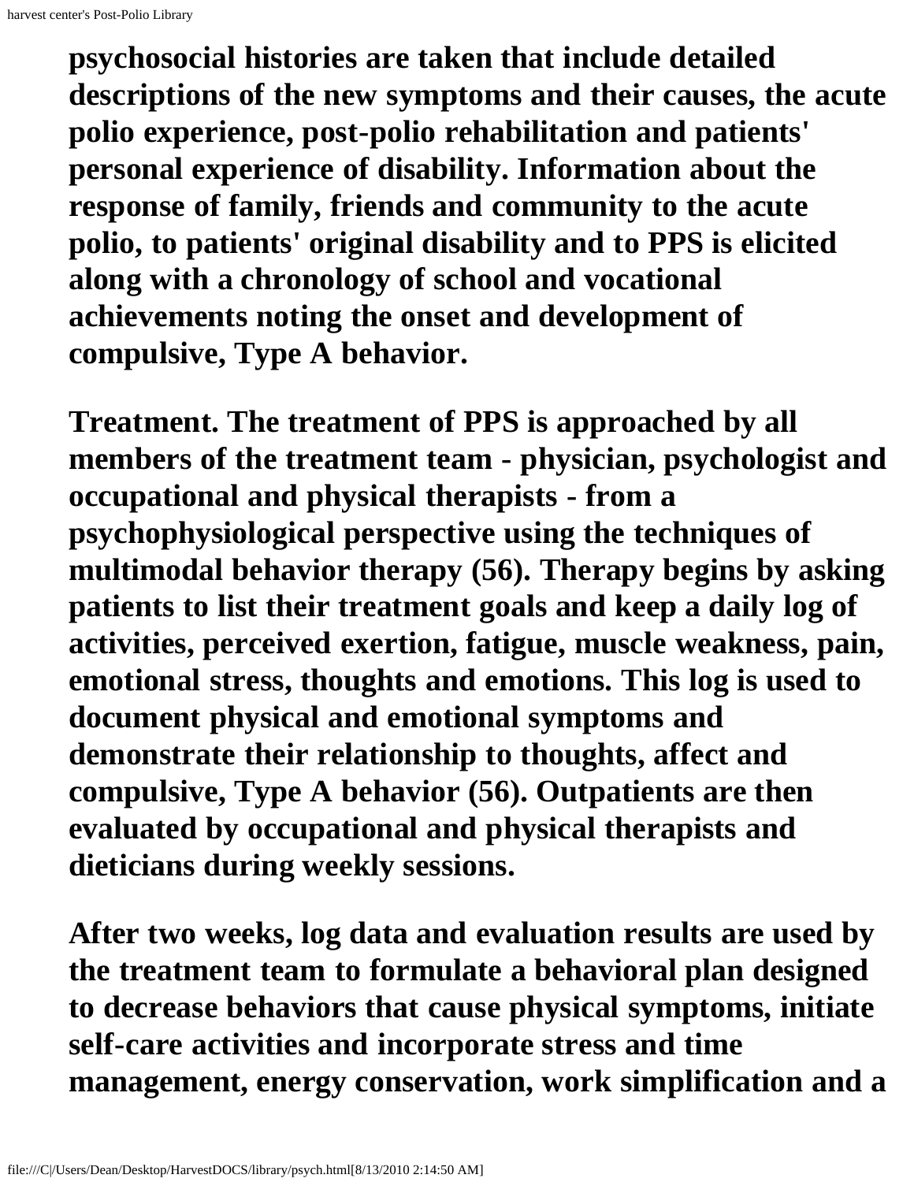psychosocial histories are taken that include detailed descriptions of the new symptoms and their causes, the acute polio experience, post-polio rehabilitation and patients' personal experience of disability. Information about the response of family, friends and community to the acute polio, to patients' original disability and to PPS is elicited along with a chronology of school and vocational achievements noting the onset and development of compulsive, Type A behavior.

Treatment. The treatment of PPS is approached by all members of the treatment team - physician, psychologist and occupational and physical therapists - from a psychophysiological perspective using the techniques of multimodal behavior therapy (56). Therapy begins by asking patients to list their treatment goals and keep a daily log of activities, perceived exertion, fatigue, muscle weakness, pain, emotional stress, thoughts and emotions. This log is used to document physical and emotional symptoms and demonstrate their relationship to thoughts, affect and compulsive, Type A behavior (56). Outpatients are then evaluated by occupational and physical therapists and dieticians during weekly sessions.

After two weeks, log data and evaluation results are used by the treatment team to formulate a behavioral plan designed to decrease behaviors that cause physical symptoms, initiate self-care activities and incorporate stress and time management, energy conservation, work simplification and a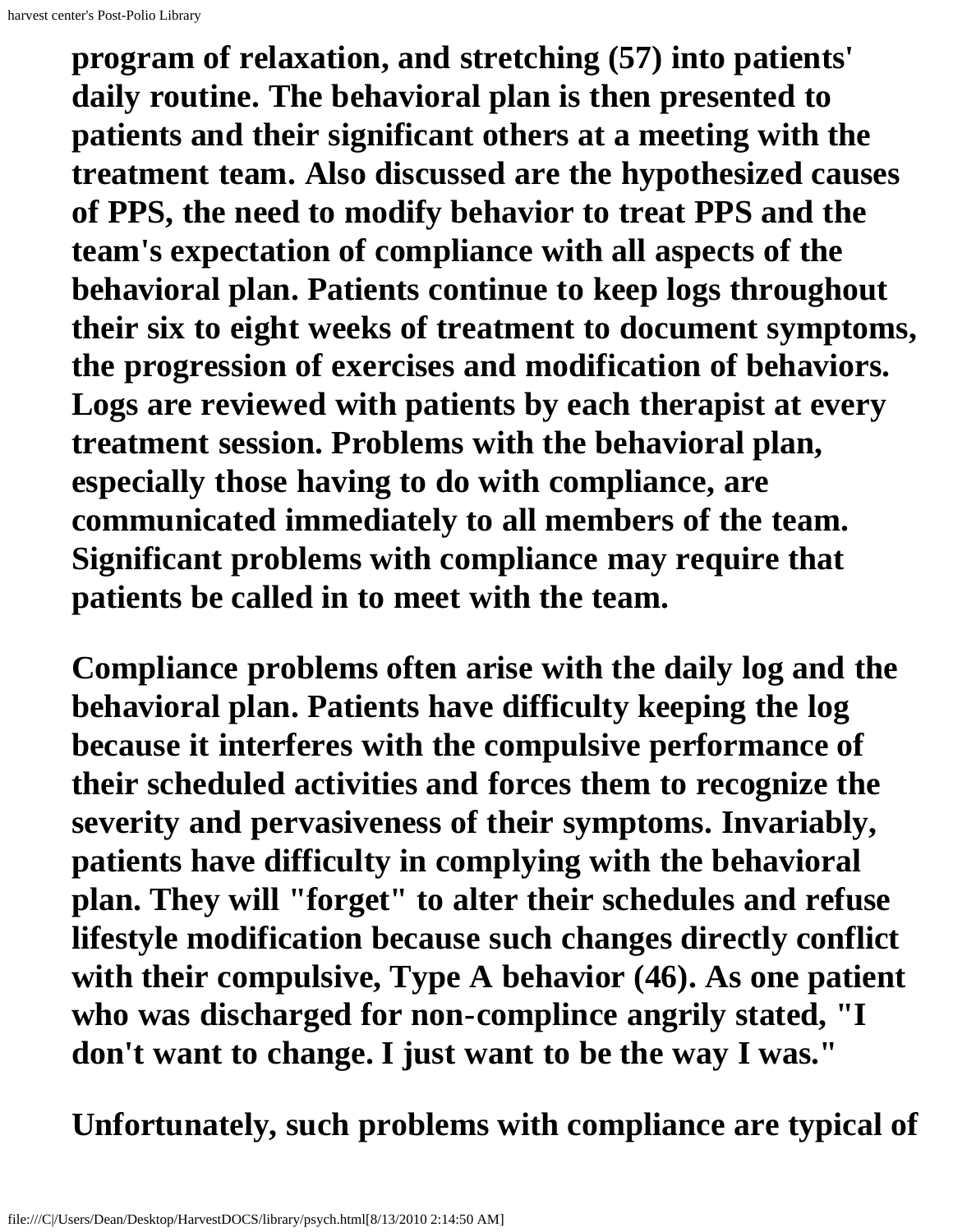program of relaxation, and stretching (57) into patients' daily routine. The behavioral plan is then presented to patients and their significant others at a meeting with the treatment team. Also discussed are the hypothesized causes of PPS, the need to modify behavior to treat PPS and the team's expectation of compliance with all aspects of the behavioral plan. Patients continue to keep logs throughout their six to eight weeks of treatment to document symptoms, the progression of exercises and modification of behaviors. Logs are reviewed with patients by each therapist at every treatment session. Problems with the behavioral plan, especially those having to do with compliance, are communicated immediately to all members of the team. Significant problems with compliance may require that patients be called in to meet with the team.

Compliance problems often arise with the daily log and the behavioral plan. Patients have difficulty keeping the log because it interferes with the compulsive performance of their scheduled activities and forces them to recognize the severity and pervasiveness of their symptoms. Invariably, patients have difficulty in complying with the behavioral plan. They will "forget" to alter their schedules and refuse lifestyle modification because such changes directly conflict with their compulsive, Type A behavior (46). As one patient who was discharged for non-complince angrily stated, "I don't want to change. I just want to be the way I was."

Unfortunately, such problems with compliance are typical of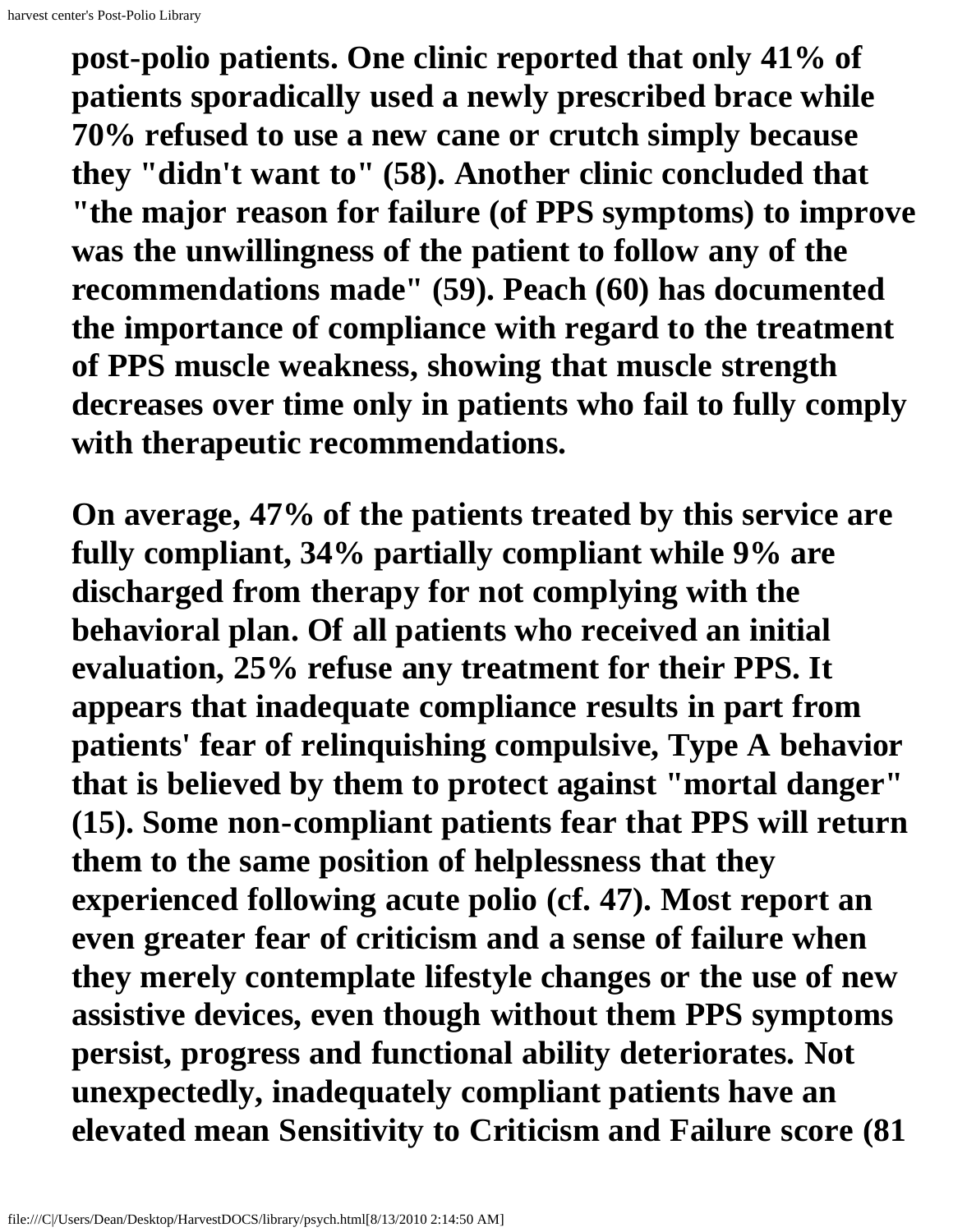**post-polio patients. One clinic reported that only 41% of patients sporadically used a newly prescribed brace while 70% refused to use a new cane or crutch simply because they "didn't want to" (58). Another clinic concluded that "the major reason for failure (of PPS symptoms) to improve was the unwillingness of the patient to follow any of the recommendations made" (59). Peach (60) has documented the importance of compliance with regard to the treatment of PPS muscle weakness, showing that muscle strength decreases over time only in patients who fail to fully comply with therapeutic recommendations.**

**On average, 47% of the patients treated by this service are fully compliant, 34% partially compliant while 9% are discharged from therapy for not complying with the behavioral plan. Of all patients who received an initial evaluation, 25% refuse any treatment for their PPS. It appears that inadequate compliance results in part from patients' fear of relinquishing compulsive, Type A behavior that is believed by them to protect against "mortal danger" (15). Some non-compliant patients fear that PPS will return them to the same position of helplessness that they experienced following acute polio (cf. 47). Most report an even greater fear of criticism and a sense of failure when they merely contemplate lifestyle changes or the use of new assistive devices, even though without them PPS symptoms persist, progress and functional ability deteriorates. Not unexpectedly, inadequately compliant patients have an elevated mean Sensitivity to Criticism and Failure score (81**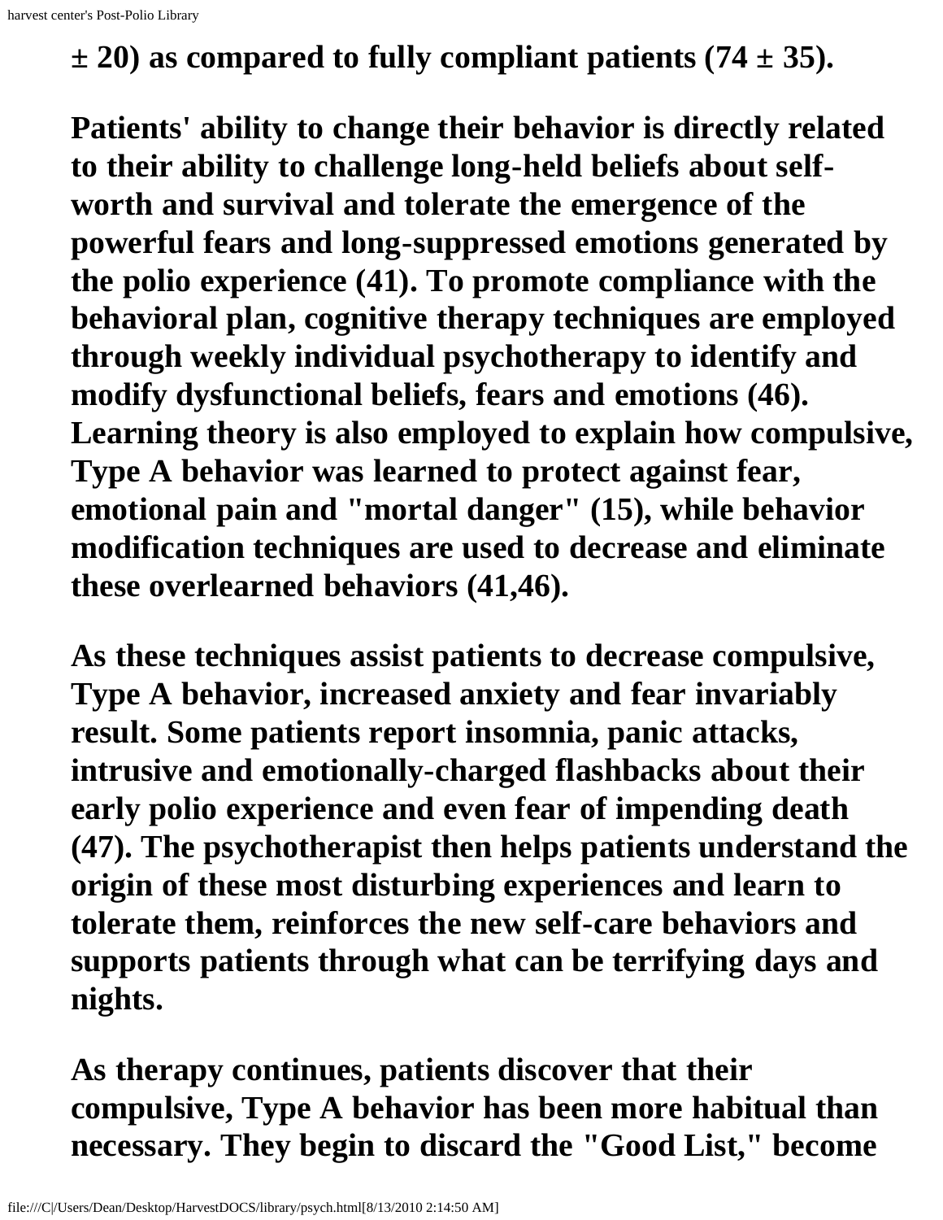± 20) as compared to fully compliant patients (74 ± 35).

Patients' ability to change their behavior is directly related to their ability to challenge long-held beliefs about self-worth and survival and tolerate the emergence of the powerful fears and long-suppressed emotions generated by the polio experience (41). To promote compliance with the behavioral plan, cognitive therapy techniques are employed through weekly individual psychotherapy to identify and modify dysfunctional beliefs, fears and emotions (46). Learning theory is also employed to explain how compulsive, Type A behavior was learned to protect against fear, emotional pain and "mortal danger" (15), while behavior modification techniques are used to decrease and eliminate these overlearned behaviors (41,46).

As these techniques assist patients to decrease compulsive, Type A behavior, increased anxiety and fear invariably result. Some patients report insomnia, panic attacks, intrusive and emotionally-charged flashbacks about their early polio experience and even fear of impending death (47). The psychotherapist then helps patients understand the origin of these most disturbing experiences and learn to tolerate them, reinforces the new self-care behaviors and supports patients through what can be terrifying days and nights.

As therapy continues, patients discover that their compulsive, Type A behavior has been more habitual than necessary. They begin to discard the "Good List," become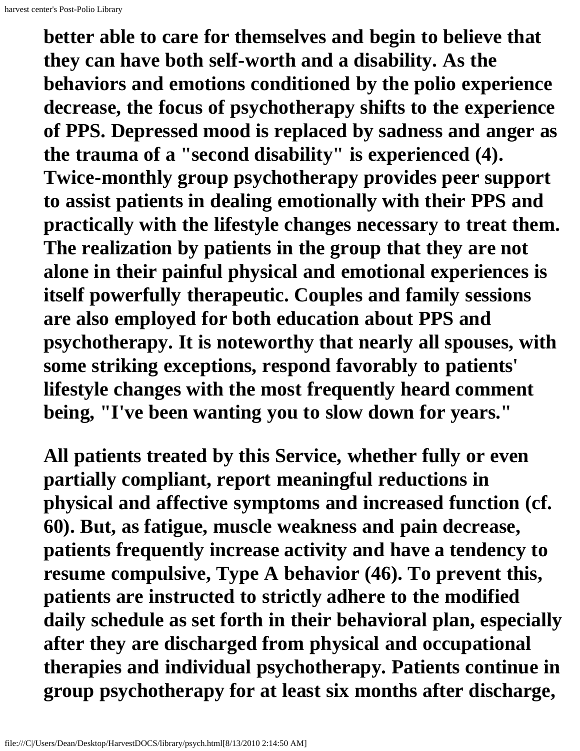better able to care for themselves and begin to believe that they can have both self-worth and a disability. As the behaviors and emotions conditioned by the polio experience decrease, the focus of psychotherapy shifts to the experience of PPS. Depressed mood is replaced by sadness and anger as the trauma of a "second disability" is experienced (4). Twice-monthly group psychotherapy provides peer support to assist patients in dealing emotionally with their PPS and practically with the lifestyle changes necessary to treat them. The realization by patients in the group that they are not alone in their painful physical and emotional experiences is itself powerfully therapeutic. Couples and family sessions are also employed for both education about PPS and psychotherapy. It is noteworthy that nearly all spouses, with some striking exceptions, respond favorably to patients' lifestyle changes with the most frequently heard comment being, "I've been wanting you to slow down for years."

All patients treated by this Service, whether fully or even partially compliant, report meaningful reductions in physical and affective symptoms and increased function (cf. 60). But, as fatigue, muscle weakness and pain decrease, patients frequently increase activity and have a tendency to resume compulsive, Type A behavior (46). To prevent this, patients are instructed to strictly adhere to the modified daily schedule as set forth in their behavioral plan, especially after they are discharged from physical and occupational therapies and individual psychotherapy. Patients continue in group psychotherapy for at least six months after discharge,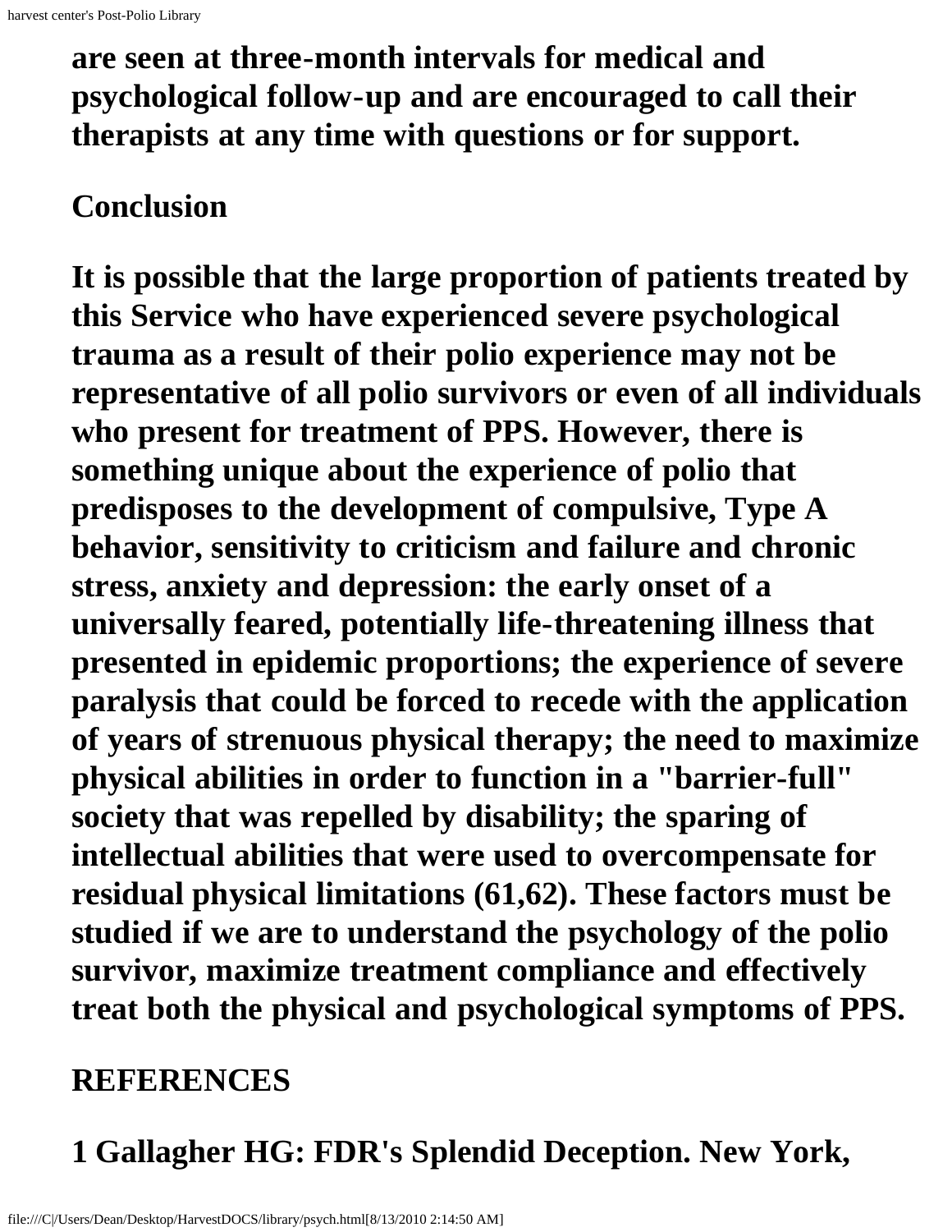are seen at three-month intervals for medical and psychological follow-up and are encouraged to call their therapists at any time with questions or for support.

## Conclusion

It is possible that the large proportion of patients treated by this Service who have experienced severe psychological trauma as a result of their polio experience may not be representative of all polio survivors or even of all individuals who present for treatment of PPS. However, there is something unique about the experience of polio that predisposes to the development of compulsive, Type A behavior, sensitivity to criticism and failure and chronic stress, anxiety and depression: the early onset of a universally feared, potentially life-threatening illness that presented in epidemic proportions; the experience of severe paralysis that could be forced to recede with the application of years of strenuous physical therapy; the need to maximize physical abilities in order to function in a "barrier-full" society that was repelled by disability; the sparing of intellectual abilities that were used to overcompensate for residual physical limitations (61,62). These factors must be studied if we are to understand the psychology of the polio survivor, maximize treatment compliance and effectively treat both the physical and psychological symptoms of PPS.

## REFERENCES

1 Gallagher HG: FDR's Splendid Deception. New York,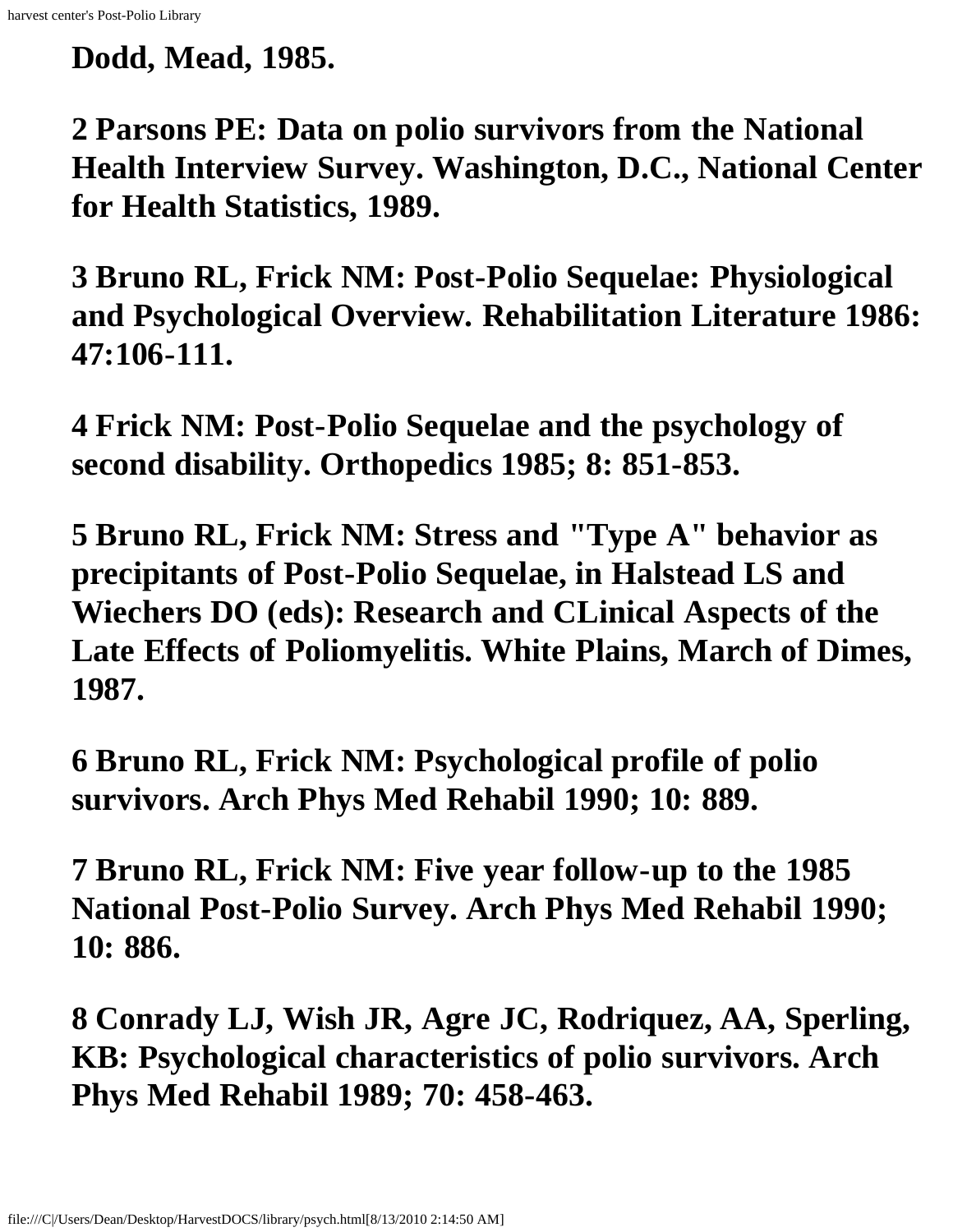**Dodd, Mead, 1985.**

**2 Parsons PE: Data on polio survivors from the National Health Interview Survey. Washington, D.C., National Center for Health Statistics, 1989.**

**3 Bruno RL, Frick NM: Post-Polio Sequelae: Physiological and Psychological Overview. Rehabilitation Literature 1986: 47:106-111.**

**4 Frick NM: Post-Polio Sequelae and the psychology of second disability. Orthopedics 1985; 8: 851-853.**

**5 Bruno RL, Frick NM: Stress and "Type A" behavior as precipitants of Post-Polio Sequelae, in Halstead LS and Wiechers DO (eds): Research and CLinical Aspects of the Late Effects of Poliomyelitis. White Plains, March of Dimes, 1987.**

**6 Bruno RL, Frick NM: Psychological profile of polio survivors. Arch Phys Med Rehabil 1990; 10: 889.**

**7 Bruno RL, Frick NM: Five year follow-up to the 1985 National Post-Polio Survey. Arch Phys Med Rehabil 1990; 10: 886.**

**8 Conrady LJ, Wish JR, Agre JC, Rodriquez, AA, Sperling, KB: Psychological characteristics of polio survivors. Arch Phys Med Rehabil 1989; 70: 458-463.**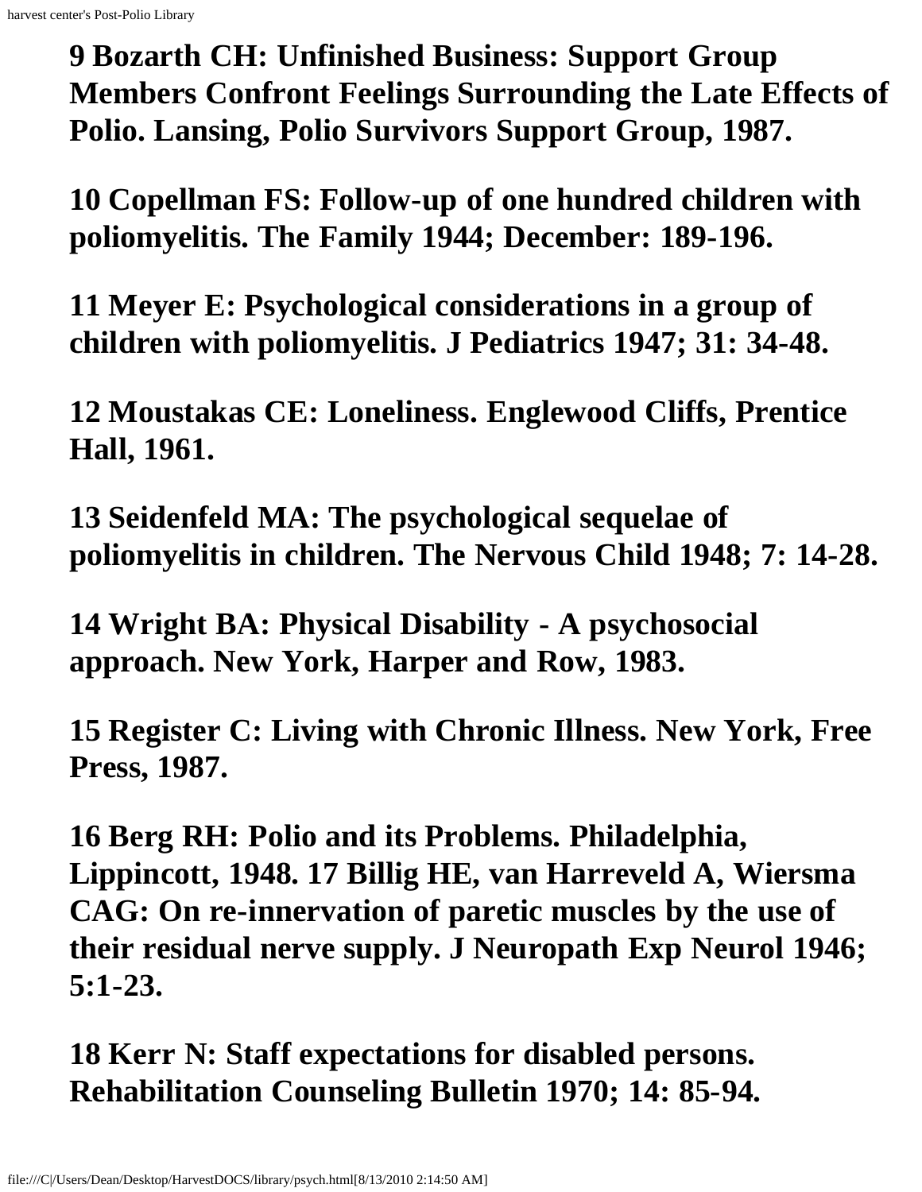**9 Bozarth CH: Unfinished Business: Support Group Members Confront Feelings Surrounding the Late Effects of Polio. Lansing, Polio Survivors Support Group, 1987.**

**10 Copellman FS: Follow-up of one hundred children with poliomyelitis. The Family 1944; December: 189-196.**

**11 Meyer E: Psychological considerations in a group of children with poliomyelitis. J Pediatrics 1947; 31: 34-48.**

**12 Moustakas CE: Loneliness. Englewood Cliffs, Prentice Hall, 1961.**

**13 Seidenfeld MA: The psychological sequelae of poliomyelitis in children. The Nervous Child 1948; 7: 14-28.**

**14 Wright BA: Physical Disability - A psychosocial approach. New York, Harper and Row, 1983.**

**15 Register C: Living with Chronic Illness. New York, Free Press, 1987.**

**16 Berg RH: Polio and its Problems. Philadelphia, Lippincott, 1948. 17 Billig HE, van Harreveld A, Wiersma CAG: On re-innervation of paretic muscles by the use of their residual nerve supply. J Neuropath Exp Neurol 1946; 5:1-23.**

**18 Kerr N: Staff expectations for disabled persons. Rehabilitation Counseling Bulletin 1970; 14: 85-94.**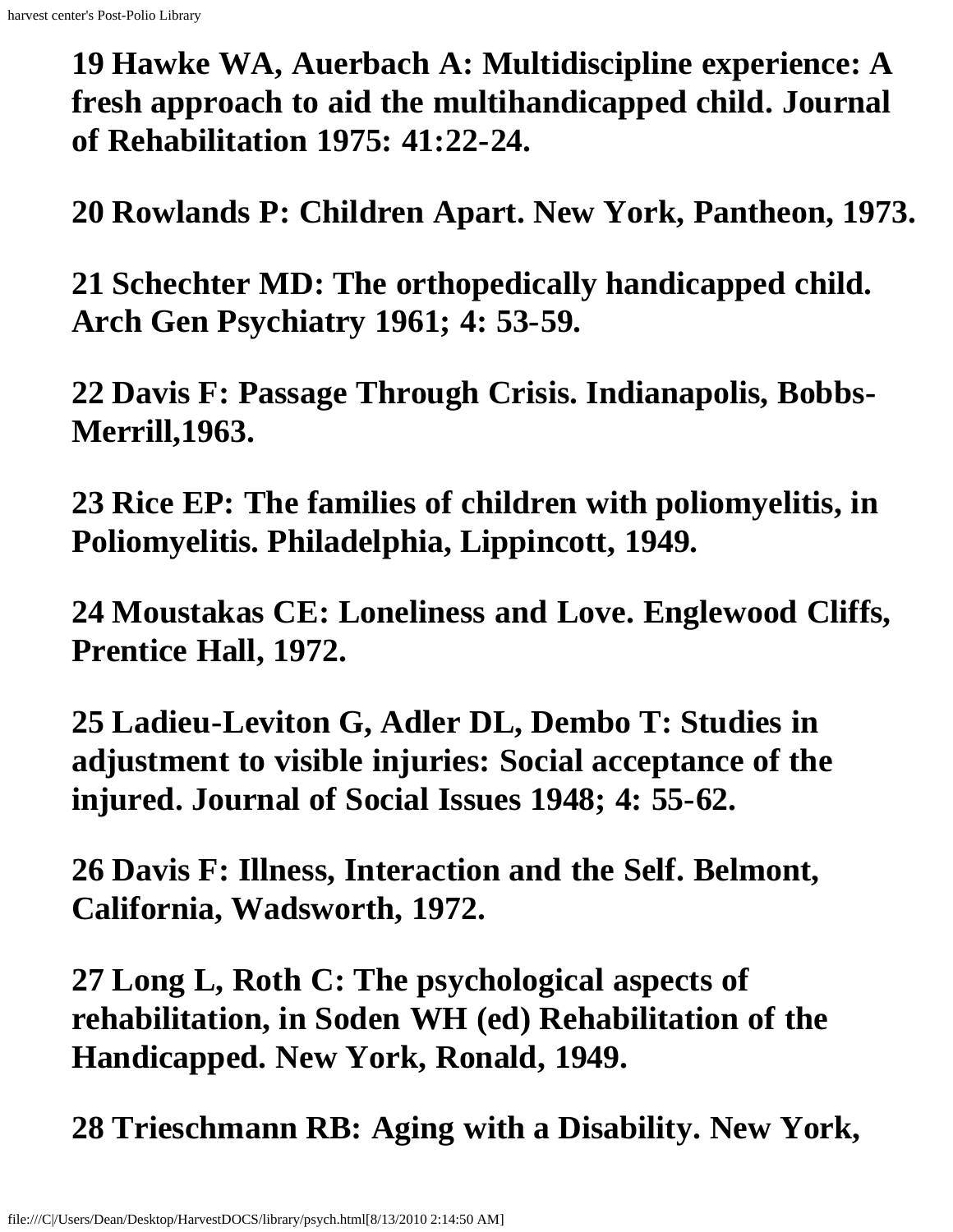**19 Hawke WA, Auerbach A: Multidiscipline experience: A fresh approach to aid the multihandicapped child. Journal of Rehabilitation 1975: 41:22-24.**

**20 Rowlands P: Children Apart. New York, Pantheon, 1973.**

**21 Schechter MD: The orthopedically handicapped child. Arch Gen Psychiatry 1961; 4: 53-59.**

**22 Davis F: Passage Through Crisis. Indianapolis, Bobbs-Merrill,1963.**

**23 Rice EP: The families of children with poliomyelitis, in Poliomyelitis. Philadelphia, Lippincott, 1949.**

**24 Moustakas CE: Loneliness and Love. Englewood Cliffs, Prentice Hall, 1972.**

**25 Ladieu-Leviton G, Adler DL, Dembo T: Studies in adjustment to visible injuries: Social acceptance of the injured. Journal of Social Issues 1948; 4: 55-62.**

**26 Davis F: Illness, Interaction and the Self. Belmont, California, Wadsworth, 1972.**

**27 Long L, Roth C: The psychological aspects of rehabilitation, in Soden WH (ed) Rehabilitation of the Handicapped. New York, Ronald, 1949.**

**28 Trieschmann RB: Aging with a Disability. New York,**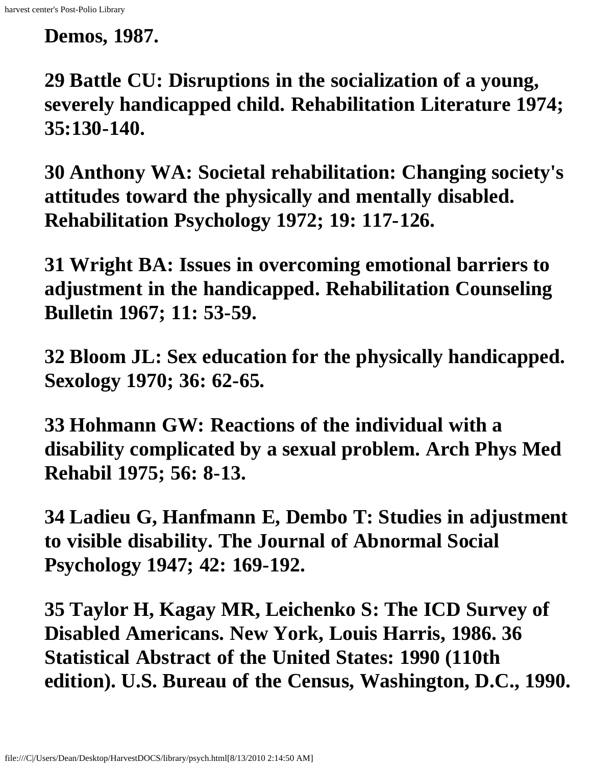**Demos, 1987.**

**29 Battle CU: Disruptions in the socialization of a young, severely handicapped child. Rehabilitation Literature 1974; 35:130-140.**

**30 Anthony WA: Societal rehabilitation: Changing society's attitudes toward the physically and mentally disabled. Rehabilitation Psychology 1972; 19: 117-126.**

**31 Wright BA: Issues in overcoming emotional barriers to adjustment in the handicapped. Rehabilitation Counseling Bulletin 1967; 11: 53-59.**

**32 Bloom JL: Sex education for the physically handicapped. Sexology 1970; 36: 62-65.**

**33 Hohmann GW: Reactions of the individual with a disability complicated by a sexual problem. Arch Phys Med Rehabil 1975; 56: 8-13.**

**34 Ladieu G, Hanfmann E, Dembo T: Studies in adjustment to visible disability. The Journal of Abnormal Social Psychology 1947; 42: 169-192.**

**35 Taylor H, Kagay MR, Leichenko S: The ICD Survey of Disabled Americans. New York, Louis Harris, 1986. 36 Statistical Abstract of the United States: 1990 (110th edition). U.S. Bureau of the Census, Washington, D.C., 1990.**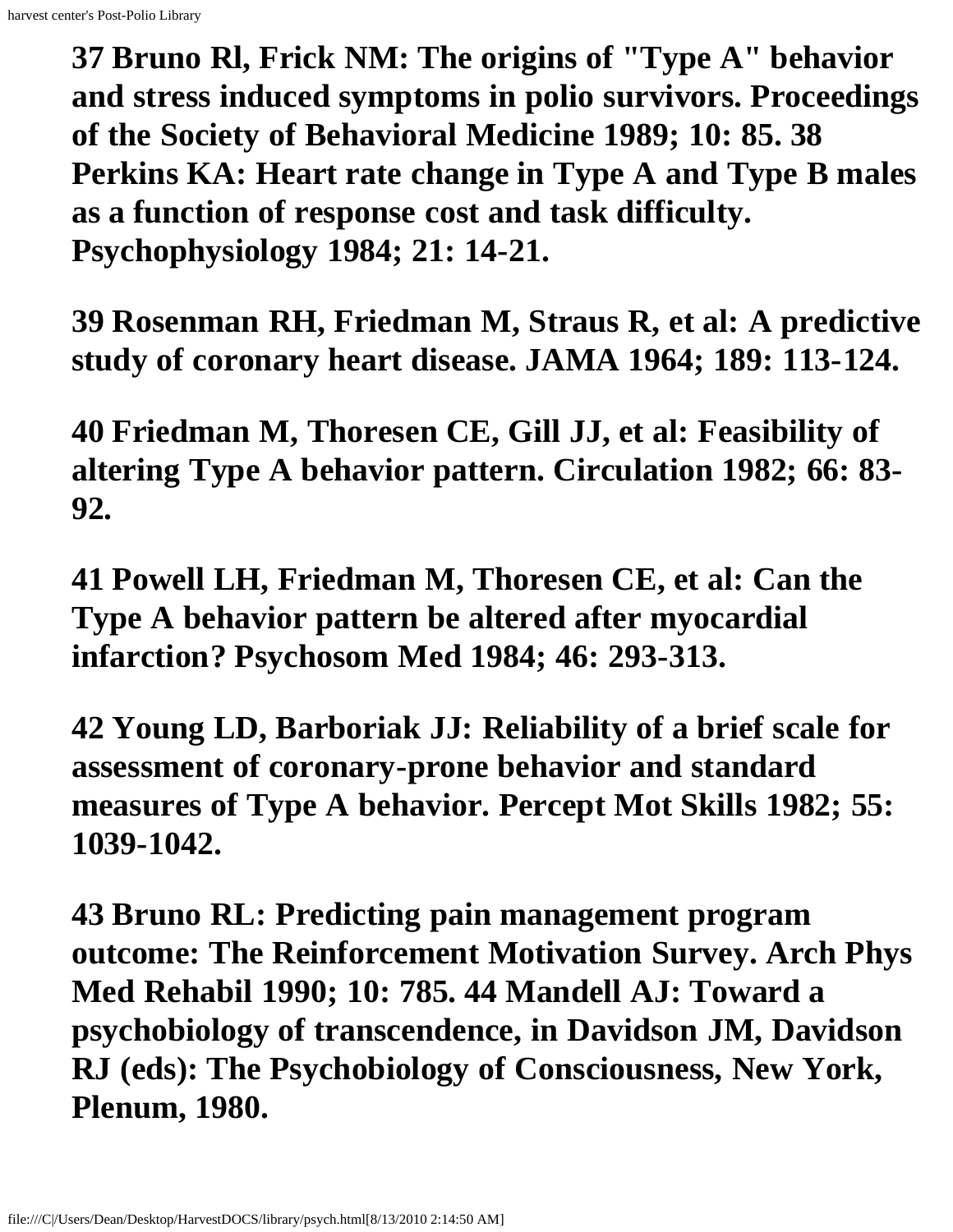**37 Bruno Rl, Frick NM: The origins of "Type A" behavior and stress induced symptoms in polio survivors. Proceedings of the Society of Behavioral Medicine 1989; 10: 85. 38 Perkins KA: Heart rate change in Type A and Type B males as a function of response cost and task difficulty. Psychophysiology 1984; 21: 14-21.**

**39 Rosenman RH, Friedman M, Straus R, et al: A predictive study of coronary heart disease. JAMA 1964; 189: 113-124.**

**40 Friedman M, Thoresen CE, Gill JJ, et al: Feasibility of altering Type A behavior pattern. Circulation 1982; 66: 83-92.**

**41 Powell LH, Friedman M, Thoresen CE, et al: Can the Type A behavior pattern be altered after myocardial infarction? Psychosom Med 1984; 46: 293-313.**

**42 Young LD, Barboriak JJ: Reliability of a brief scale for assessment of coronary-prone behavior and standard measures of Type A behavior. Percept Mot Skills 1982; 55: 1039-1042.**

**43 Bruno RL: Predicting pain management program outcome: The Reinforcement Motivation Survey. Arch Phys Med Rehabil 1990; 10: 785. 44 Mandell AJ: Toward a psychobiology of transcendence, in Davidson JM, Davidson RJ (eds): The Psychobiology of Consciousness, New York, Plenum, 1980.**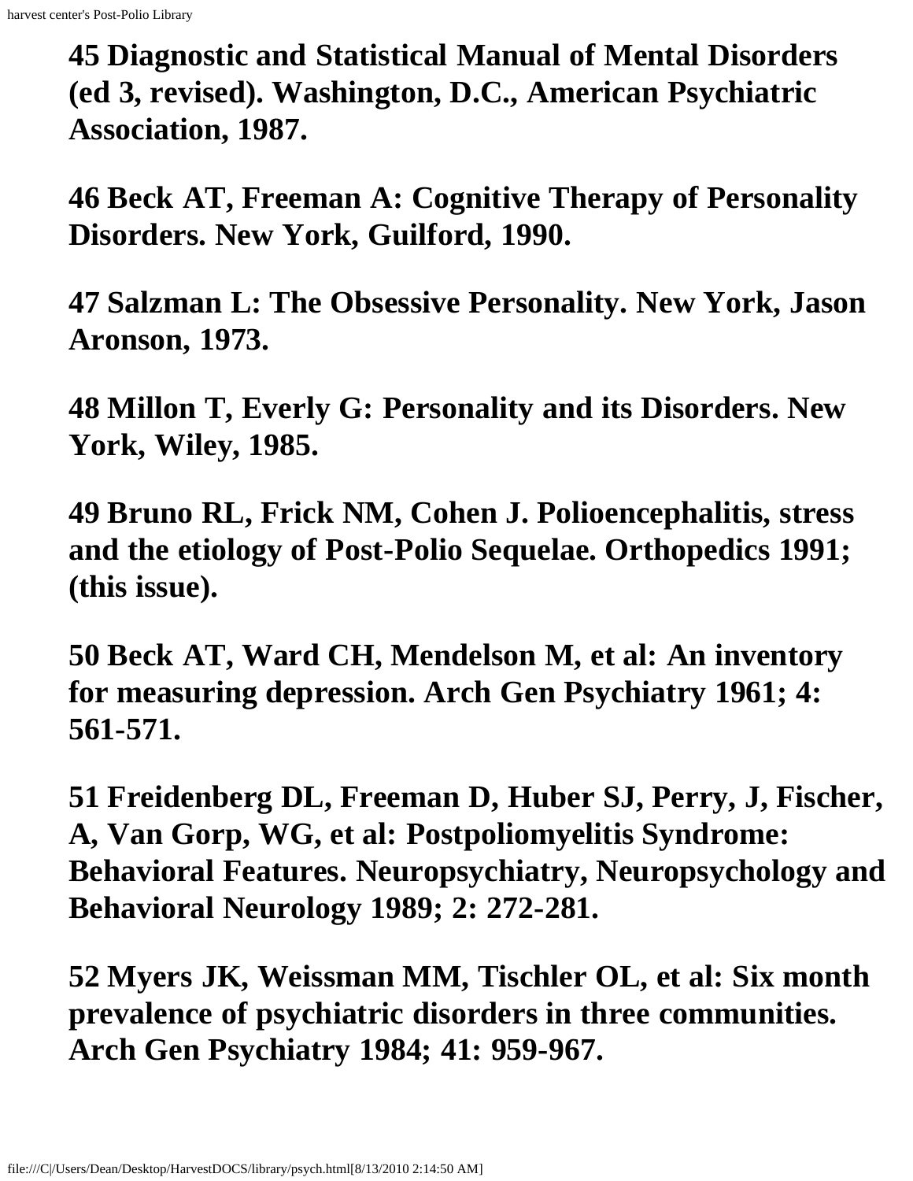**45 Diagnostic and Statistical Manual of Mental Disorders (ed 3, revised). Washington, D.C., American Psychiatric Association, 1987.**

**46 Beck AT, Freeman A: Cognitive Therapy of Personality Disorders. New York, Guilford, 1990.**

**47 Salzman L: The Obsessive Personality. New York, Jason Aronson, 1973.**

**48 Millon T, Everly G: Personality and its Disorders. New York, Wiley, 1985.**

**49 Bruno RL, Frick NM, Cohen J. Polioencephalitis, stress and the etiology of Post-Polio Sequelae. Orthopedics 1991; (this issue).**

**50 Beck AT, Ward CH, Mendelson M, et al: An inventory for measuring depression. Arch Gen Psychiatry 1961; 4: 561-571.**

**51 Freidenberg DL, Freeman D, Huber SJ, Perry, J, Fischer, A, Van Gorp, WG, et al: Postpoliomyelitis Syndrome: Behavioral Features. Neuropsychiatry, Neuropsychology and Behavioral Neurology 1989; 2: 272-281.**

**52 Myers JK, Weissman MM, Tischler OL, et al: Six month prevalence of psychiatric disorders in three communities. Arch Gen Psychiatry 1984; 41: 959-967.**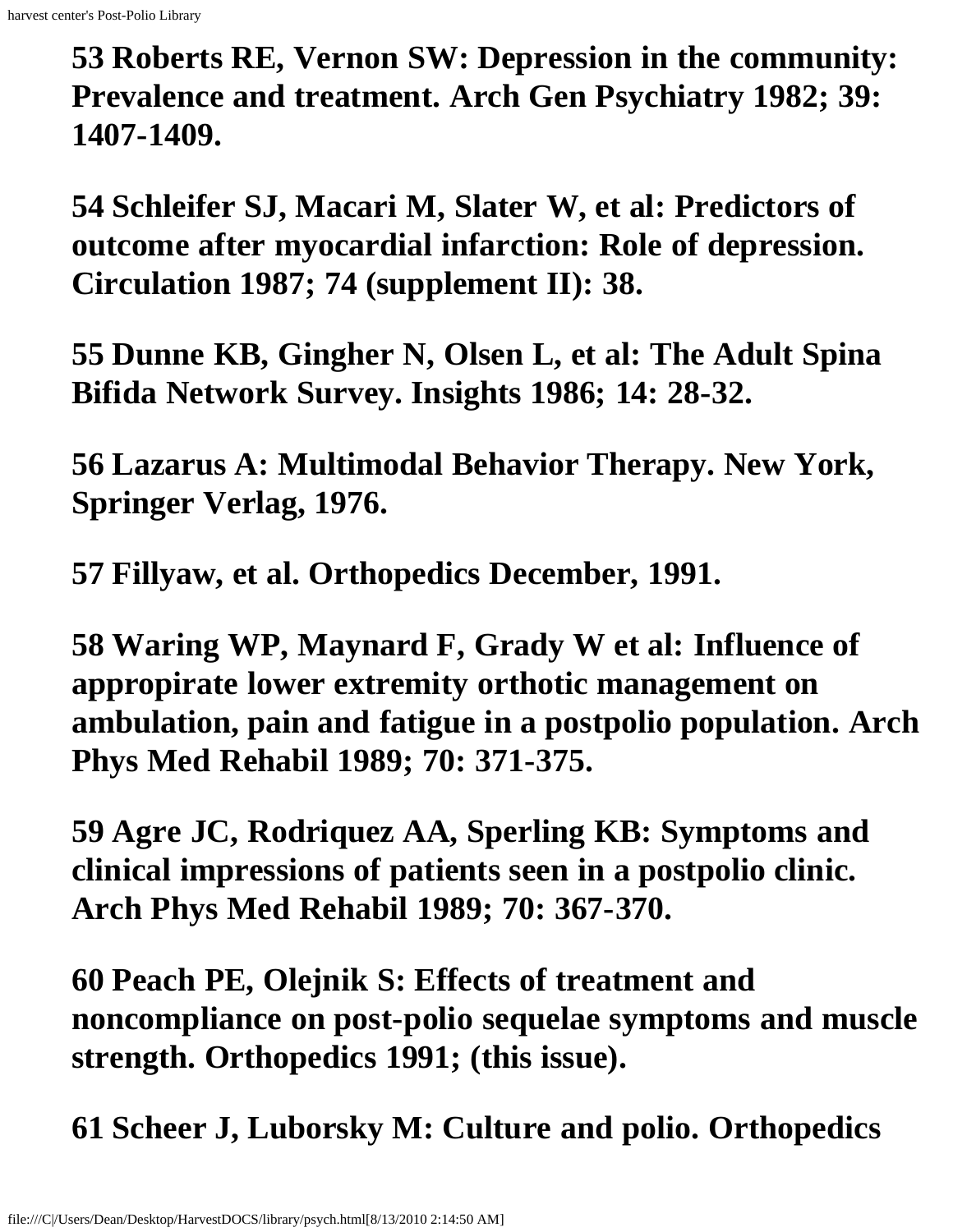**53 Roberts RE, Vernon SW: Depression in the community: Prevalence and treatment. Arch Gen Psychiatry 1982; 39: 1407-1409.**

**54 Schleifer SJ, Macari M, Slater W, et al: Predictors of outcome after myocardial infarction: Role of depression. Circulation 1987; 74 (supplement II): 38.**

**55 Dunne KB, Gingher N, Olsen L, et al: The Adult Spina Bifida Network Survey. Insights 1986; 14: 28-32.**

**56 Lazarus A: Multimodal Behavior Therapy. New York, Springer Verlag, 1976.**

**57 Fillyaw, et al. Orthopedics December, 1991.**

**58 Waring WP, Maynard F, Grady W et al: Influence of appropirate lower extremity orthotic management on ambulation, pain and fatigue in a postpolio population. Arch Phys Med Rehabil 1989; 70: 371-375.**

**59 Agre JC, Rodriquez AA, Sperling KB: Symptoms and clinical impressions of patients seen in a postpolio clinic. Arch Phys Med Rehabil 1989; 70: 367-370.**

**60 Peach PE, Olejnik S: Effects of treatment and noncompliance on post-polio sequelae symptoms and muscle strength. Orthopedics 1991; (this issue).**

**61 Scheer J, Luborsky M: Culture and polio. Orthopedics**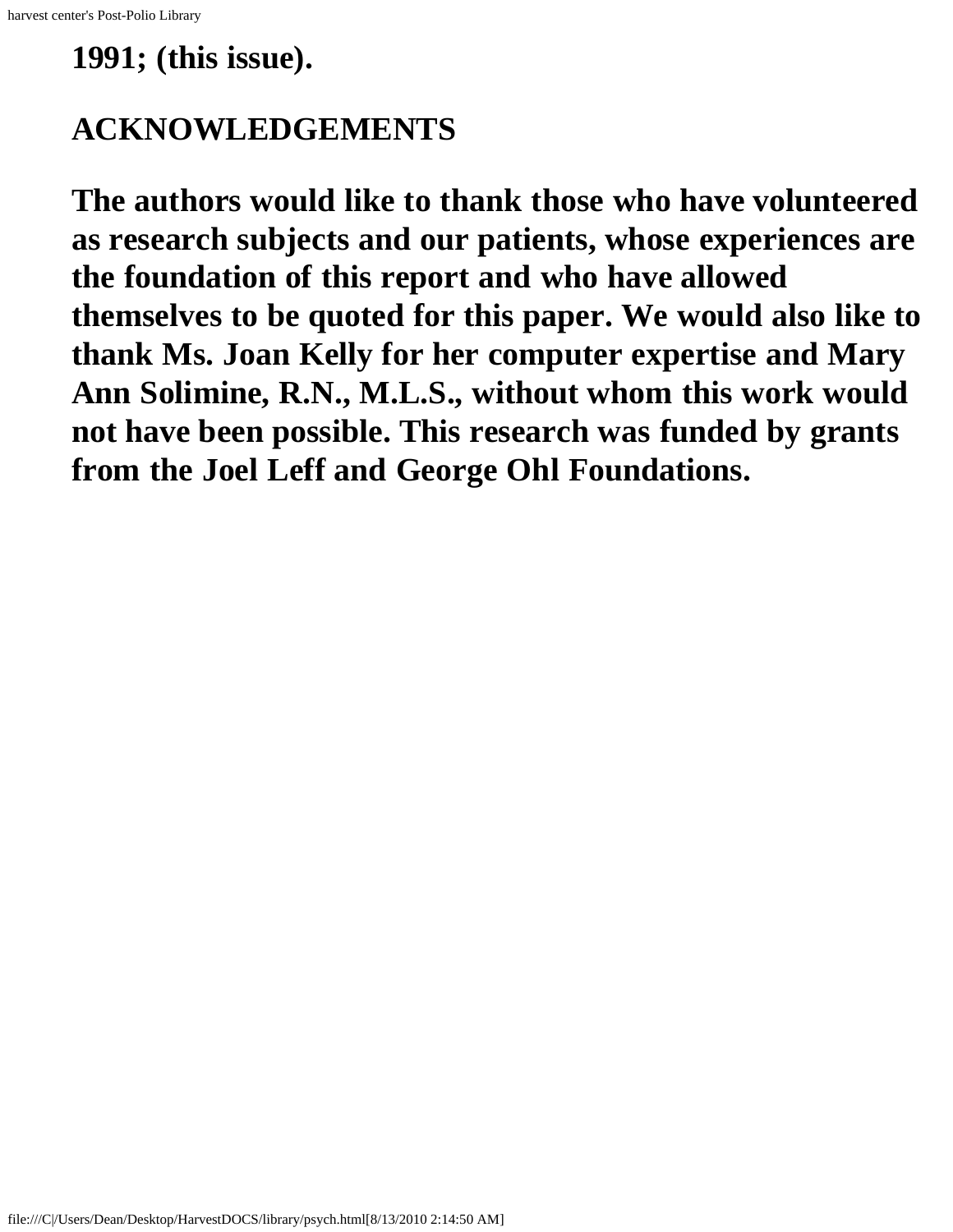**1991; (this issue).**

## ACKNOWLEDGEMENTS

**The authors would like to thank those who have volunteered as research subjects and our patients, whose experiences are the foundation of this report and who have allowed themselves to be quoted for this paper. We would also like to thank Ms. Joan Kelly for her computer expertise and Mary Ann Solimine, R.N., M.L.S., without whom this work would not have been possible. This research was funded by grants from the Joel Leff and George Ohl Foundations.**